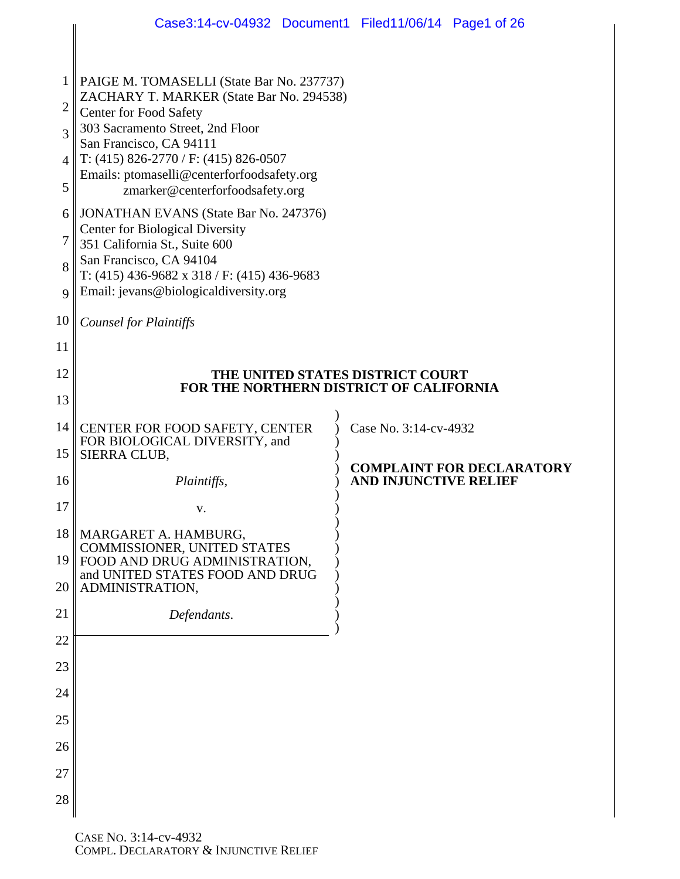PAIGE M. TOMASELLI (State Bar No. 237737)
ZACHARY T. MARKER (State Bar No. 294538)
Center for Food Safety
303 Sacramento Street, 2nd Floor
San Francisco, CA 94111
T: (415) 826-2770 / F: (415) 826-0507
Emails: ptomaselli@centerforfoodsafety.org
zmarker@centerforfoodsafety.org

JONATHAN EVANS (State Bar No. 247376)
Center for Biological Diversity
351 California St., Suite 600
San Francisco, CA 94104
T: (415) 436-9682 x 318 / F: (415) 436-9683
Email: jevans@biologicaldiversity.org

*Counsel for Plaintiffs*

**THE UNITED STATES DISTRICT COURT**
**FOR THE NORTHERN DISTRICT OF CALIFORNIA**

| | |
|---|---|
| CENTER FOR FOOD SAFETY, CENTER FOR BIOLOGICAL DIVERSITY, and SIERRA CLUB, | Case No. 3:14-cv-4932 |
| *Plaintiffs,* | **COMPLAINT FOR DECLARATORY AND INJUNCTIVE RELIEF** |
| v. | |
| MARGARET A. HAMBURG, COMMISSIONER, UNITED STATES FOOD AND DRUG ADMINISTRATION, and UNITED STATES FOOD AND DRUG ADMINISTRATION, | |
| *Defendants.* | |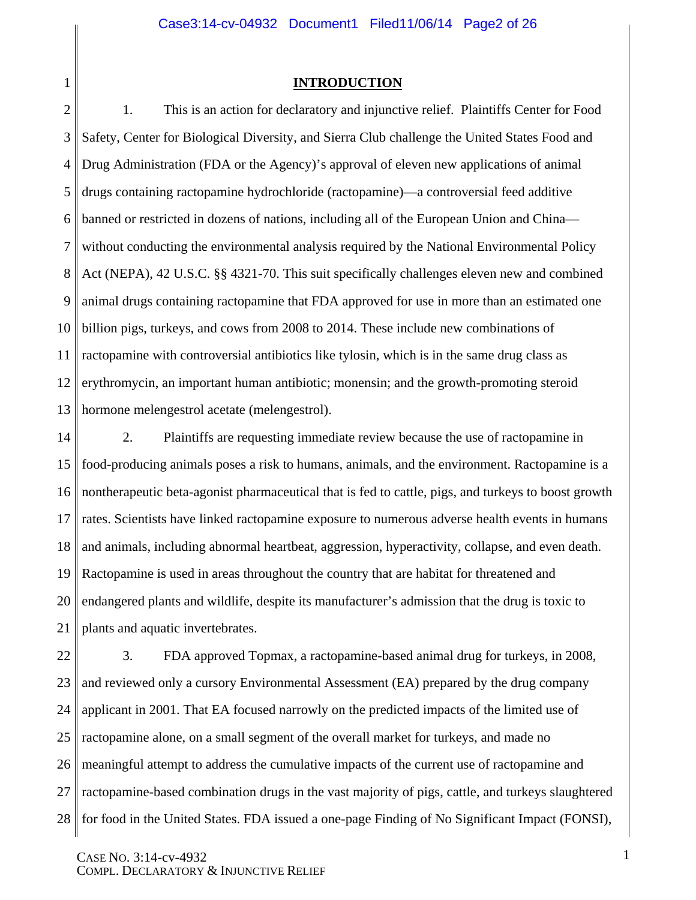## INTRODUCTION

1. This is an action for declaratory and injunctive relief. Plaintiffs Center for Food Safety, Center for Biological Diversity, and Sierra Club challenge the United States Food and Drug Administration (FDA or the Agency)'s approval of eleven new applications of animal drugs containing ractopamine hydrochloride (ractopamine)—a controversial feed additive banned or restricted in dozens of nations, including all of the European Union and China—without conducting the environmental analysis required by the National Environmental Policy Act (NEPA), 42 U.S.C. §§ 4321-70. This suit specifically challenges eleven new and combined animal drugs containing ractopamine that FDA approved for use in more than an estimated one billion pigs, turkeys, and cows from 2008 to 2014. These include new combinations of ractopamine with controversial antibiotics like tylosin, which is in the same drug class as erythromycin, an important human antibiotic; monensin; and the growth-promoting steroid hormone melengestrol acetate (melengestrol).

2. Plaintiffs are requesting immediate review because the use of ractopamine in food-producing animals poses a risk to humans, animals, and the environment. Ractopamine is a nontherapeutic beta-agonist pharmaceutical that is fed to cattle, pigs, and turkeys to boost growth rates. Scientists have linked ractopamine exposure to numerous adverse health events in humans and animals, including abnormal heartbeat, aggression, hyperactivity, collapse, and even death. Ractopamine is used in areas throughout the country that are habitat for threatened and endangered plants and wildlife, despite its manufacturer's admission that the drug is toxic to plants and aquatic invertebrates.

3. FDA approved Topmax, a ractopamine-based animal drug for turkeys, in 2008, and reviewed only a cursory Environmental Assessment (EA) prepared by the drug company applicant in 2001. That EA focused narrowly on the predicted impacts of the limited use of ractopamine alone, on a small segment of the overall market for turkeys, and made no meaningful attempt to address the cumulative impacts of the current use of ractopamine and ractopamine-based combination drugs in the vast majority of pigs, cattle, and turkeys slaughtered for food in the United States. FDA issued a one-page Finding of No Significant Impact (FONSI),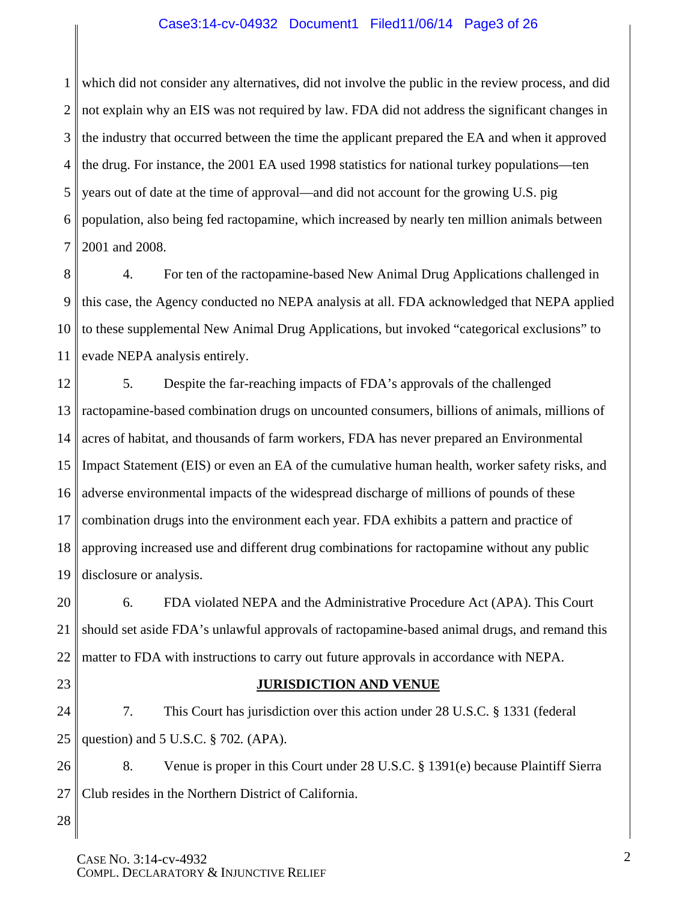which did not consider any alternatives, did not involve the public in the review process, and did not explain why an EIS was not required by law. FDA did not address the significant changes in the industry that occurred between the time the applicant prepared the EA and when it approved the drug. For instance, the 2001 EA used 1998 statistics for national turkey populations—ten years out of date at the time of approval—and did not account for the growing U.S. pig population, also being fed ractopamine, which increased by nearly ten million animals between 2001 and 2008.

4. For ten of the ractopamine-based New Animal Drug Applications challenged in this case, the Agency conducted no NEPA analysis at all. FDA acknowledged that NEPA applied to these supplemental New Animal Drug Applications, but invoked "categorical exclusions" to evade NEPA analysis entirely.

5. Despite the far-reaching impacts of FDA's approvals of the challenged ractopamine-based combination drugs on uncounted consumers, billions of animals, millions of acres of habitat, and thousands of farm workers, FDA has never prepared an Environmental Impact Statement (EIS) or even an EA of the cumulative human health, worker safety risks, and adverse environmental impacts of the widespread discharge of millions of pounds of these combination drugs into the environment each year. FDA exhibits a pattern and practice of approving increased use and different drug combinations for ractopamine without any public disclosure or analysis.

6. FDA violated NEPA and the Administrative Procedure Act (APA). This Court should set aside FDA's unlawful approvals of ractopamine-based animal drugs, and remand this matter to FDA with instructions to carry out future approvals in accordance with NEPA.

## JURISDICTION AND VENUE

7. This Court has jurisdiction over this action under 28 U.S.C. § 1331 (federal question) and 5 U.S.C. § 702. (APA).

8. Venue is proper in this Court under 28 U.S.C. § 1391(e) because Plaintiff Sierra Club resides in the Northern District of California.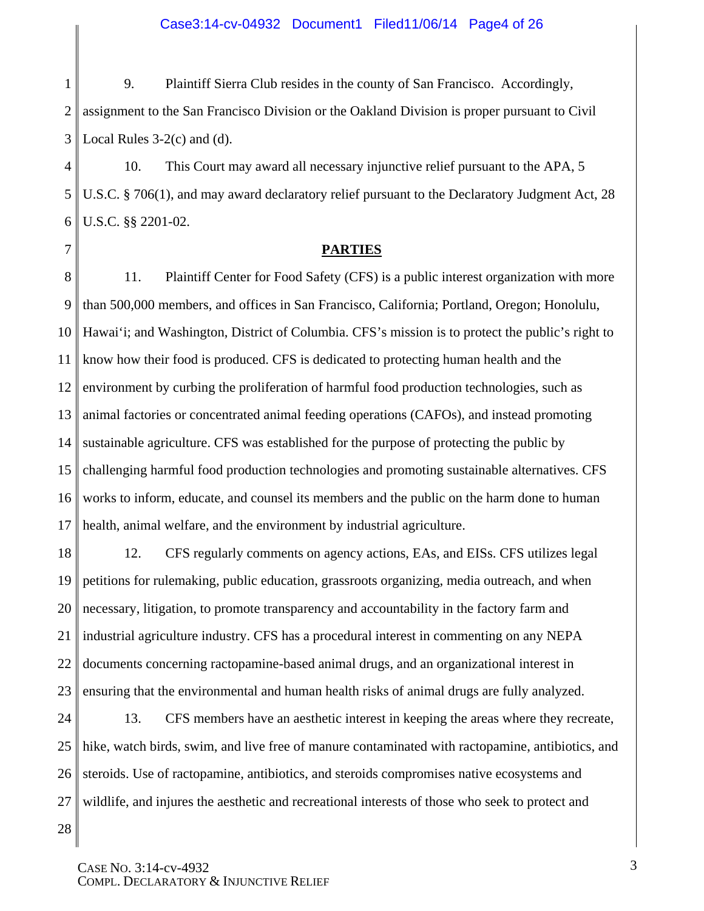9. Plaintiff Sierra Club resides in the county of San Francisco. Accordingly, assignment to the San Francisco Division or the Oakland Division is proper pursuant to Civil Local Rules 3-2(c) and (d).

10. This Court may award all necessary injunctive relief pursuant to the APA, 5 U.S.C. § 706(1), and may award declaratory relief pursuant to the Declaratory Judgment Act, 28 U.S.C. §§ 2201-02.

**PARTIES**

11. Plaintiff Center for Food Safety (CFS) is a public interest organization with more than 500,000 members, and offices in San Francisco, California; Portland, Oregon; Honolulu, Hawai‘i; and Washington, District of Columbia. CFS's mission is to protect the public's right to know how their food is produced. CFS is dedicated to protecting human health and the environment by curbing the proliferation of harmful food production technologies, such as animal factories or concentrated animal feeding operations (CAFOs), and instead promoting sustainable agriculture. CFS was established for the purpose of protecting the public by challenging harmful food production technologies and promoting sustainable alternatives. CFS works to inform, educate, and counsel its members and the public on the harm done to human health, animal welfare, and the environment by industrial agriculture.

12. CFS regularly comments on agency actions, EAs, and EISs. CFS utilizes legal petitions for rulemaking, public education, grassroots organizing, media outreach, and when necessary, litigation, to promote transparency and accountability in the factory farm and industrial agriculture industry. CFS has a procedural interest in commenting on any NEPA documents concerning ractopamine-based animal drugs, and an organizational interest in ensuring that the environmental and human health risks of animal drugs are fully analyzed.

13. CFS members have an aesthetic interest in keeping the areas where they recreate, hike, watch birds, swim, and live free of manure contaminated with ractopamine, antibiotics, and steroids. Use of ractopamine, antibiotics, and steroids compromises native ecosystems and wildlife, and injures the aesthetic and recreational interests of those who seek to protect and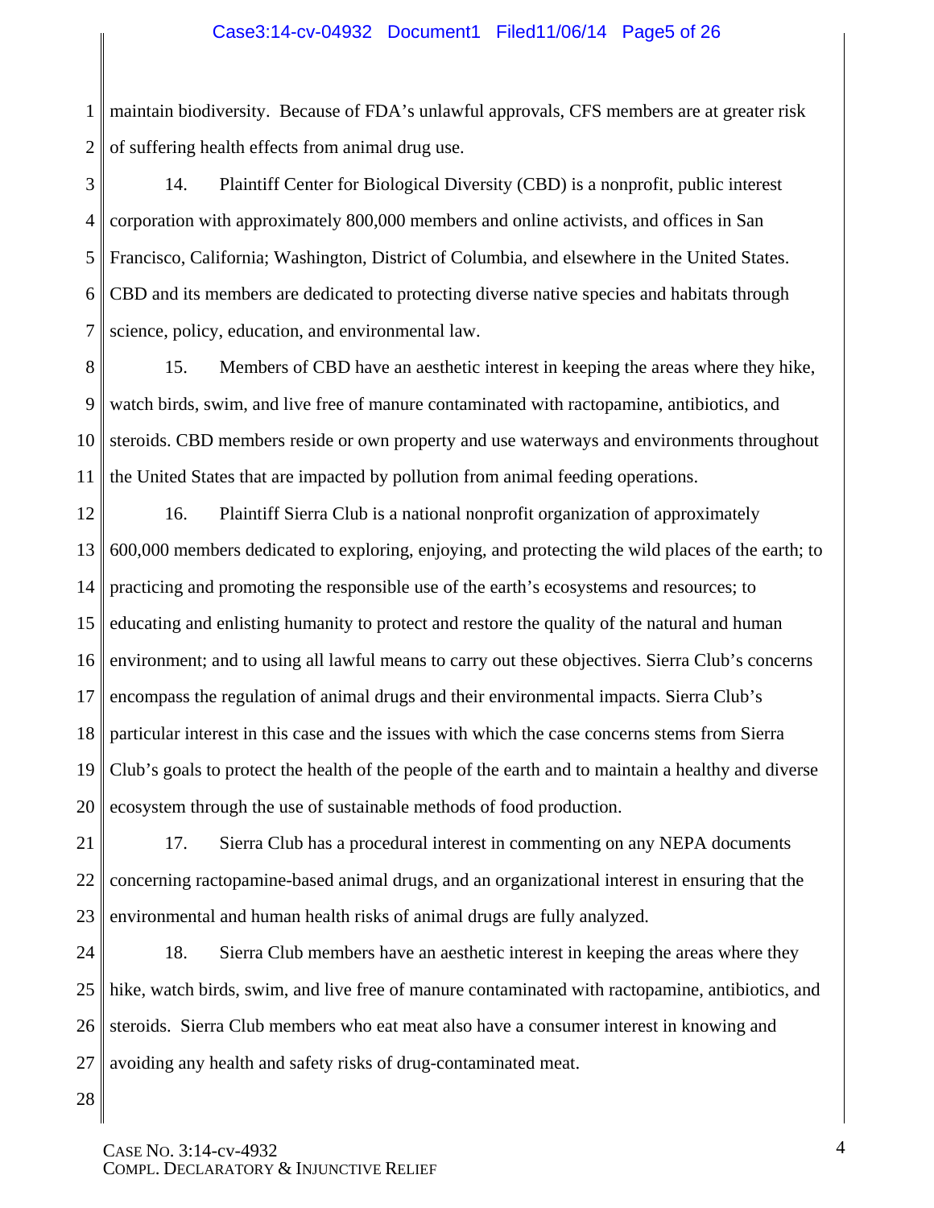maintain biodiversity. Because of FDA's unlawful approvals, CFS members are at greater risk of suffering health effects from animal drug use.

14. Plaintiff Center for Biological Diversity (CBD) is a nonprofit, public interest corporation with approximately 800,000 members and online activists, and offices in San Francisco, California; Washington, District of Columbia, and elsewhere in the United States. CBD and its members are dedicated to protecting diverse native species and habitats through science, policy, education, and environmental law.

15. Members of CBD have an aesthetic interest in keeping the areas where they hike, watch birds, swim, and live free of manure contaminated with ractopamine, antibiotics, and steroids. CBD members reside or own property and use waterways and environments throughout the United States that are impacted by pollution from animal feeding operations.

16. Plaintiff Sierra Club is a national nonprofit organization of approximately 600,000 members dedicated to exploring, enjoying, and protecting the wild places of the earth; to practicing and promoting the responsible use of the earth's ecosystems and resources; to educating and enlisting humanity to protect and restore the quality of the natural and human environment; and to using all lawful means to carry out these objectives. Sierra Club's concerns encompass the regulation of animal drugs and their environmental impacts. Sierra Club's particular interest in this case and the issues with which the case concerns stems from Sierra Club's goals to protect the health of the people of the earth and to maintain a healthy and diverse ecosystem through the use of sustainable methods of food production.

17. Sierra Club has a procedural interest in commenting on any NEPA documents concerning ractopamine-based animal drugs, and an organizational interest in ensuring that the environmental and human health risks of animal drugs are fully analyzed.

18. Sierra Club members have an aesthetic interest in keeping the areas where they hike, watch birds, swim, and live free of manure contaminated with ractopamine, antibiotics, and steroids. Sierra Club members who eat meat also have a consumer interest in knowing and avoiding any health and safety risks of drug-contaminated meat.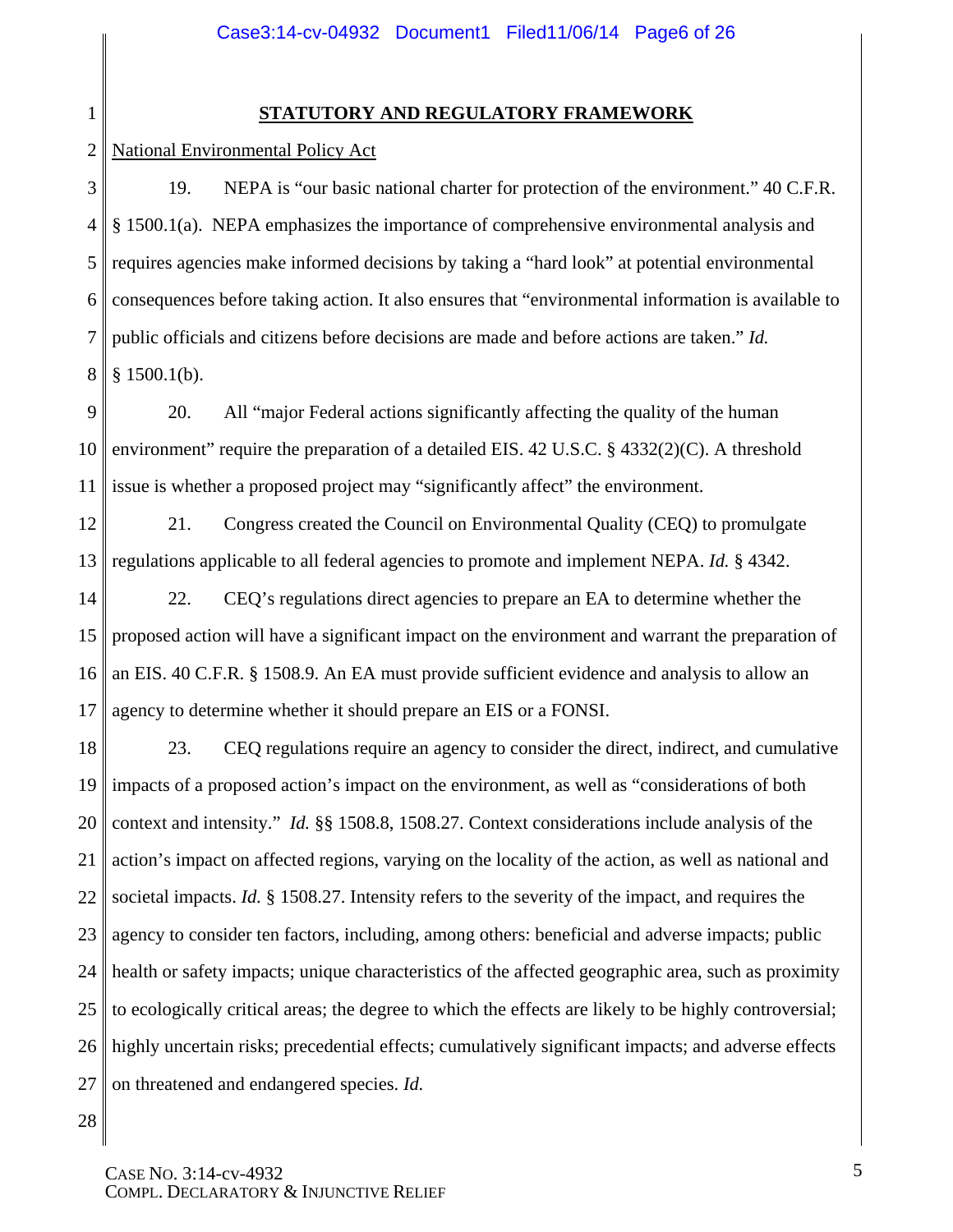## STATUTORY AND REGULATORY FRAMEWORK

National Environmental Policy Act

19. NEPA is "our basic national charter for protection of the environment." 40 C.F.R. § 1500.1(a). NEPA emphasizes the importance of comprehensive environmental analysis and requires agencies make informed decisions by taking a "hard look" at potential environmental consequences before taking action. It also ensures that "environmental information is available to public officials and citizens before decisions are made and before actions are taken." *Id.* § 1500.1(b).

20. All "major Federal actions significantly affecting the quality of the human environment" require the preparation of a detailed EIS. 42 U.S.C. § 4332(2)(C). A threshold issue is whether a proposed project may "significantly affect" the environment.

21. Congress created the Council on Environmental Quality (CEQ) to promulgate regulations applicable to all federal agencies to promote and implement NEPA. *Id.* § 4342.

22. CEQ's regulations direct agencies to prepare an EA to determine whether the proposed action will have a significant impact on the environment and warrant the preparation of an EIS. 40 C.F.R. § 1508.9. An EA must provide sufficient evidence and analysis to allow an agency to determine whether it should prepare an EIS or a FONSI.

23. CEQ regulations require an agency to consider the direct, indirect, and cumulative impacts of a proposed action's impact on the environment, as well as "considerations of both context and intensity." *Id.* §§ 1508.8, 1508.27. Context considerations include analysis of the action's impact on affected regions, varying on the locality of the action, as well as national and societal impacts. *Id.* § 1508.27. Intensity refers to the severity of the impact, and requires the agency to consider ten factors, including, among others: beneficial and adverse impacts; public health or safety impacts; unique characteristics of the affected geographic area, such as proximity to ecologically critical areas; the degree to which the effects are likely to be highly controversial; highly uncertain risks; precedential effects; cumulatively significant impacts; and adverse effects on threatened and endangered species. *Id.*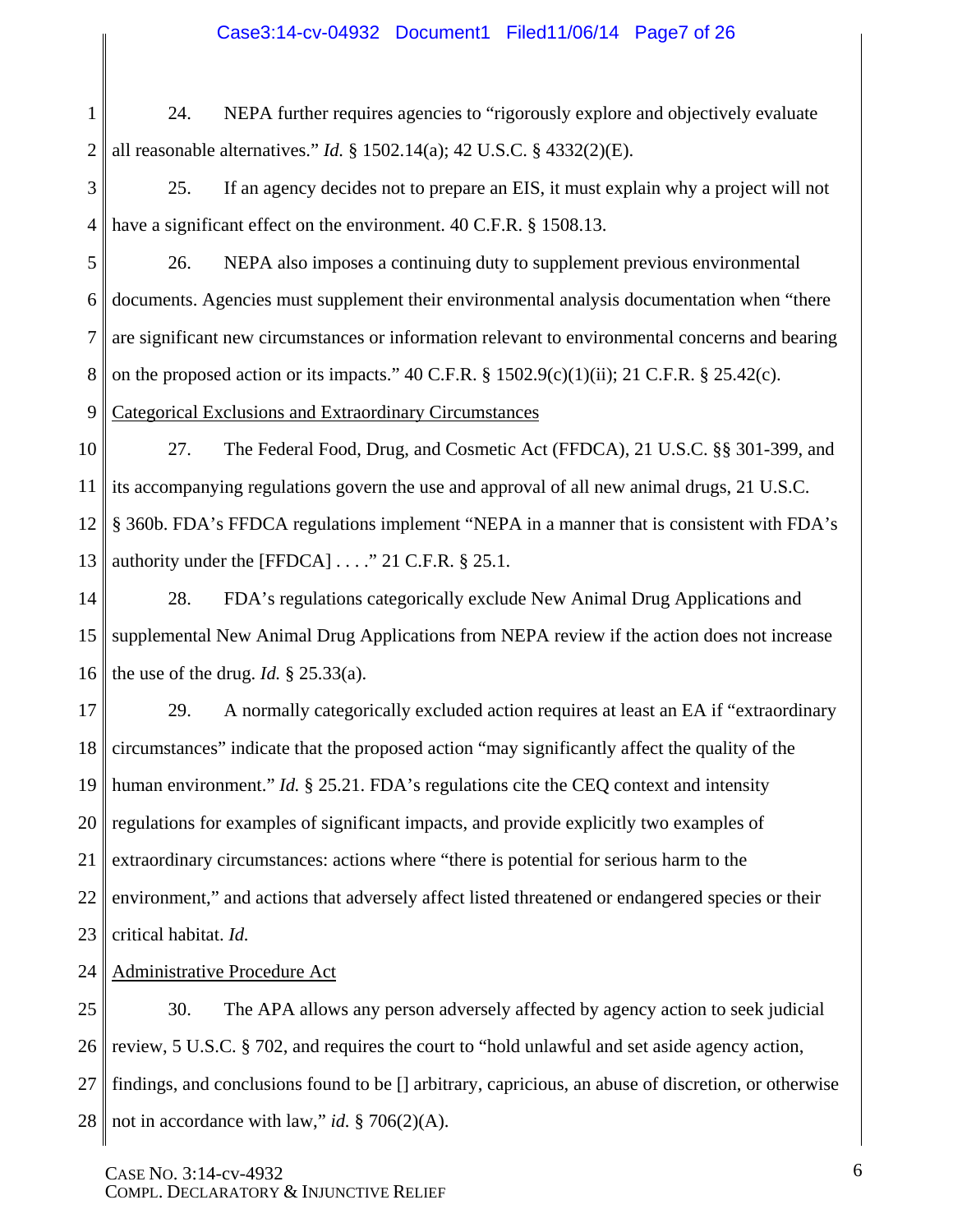24. NEPA further requires agencies to "rigorously explore and objectively evaluate all reasonable alternatives." *Id.* § 1502.14(a); 42 U.S.C. § 4332(2)(E).

25. If an agency decides not to prepare an EIS, it must explain why a project will not have a significant effect on the environment. 40 C.F.R. § 1508.13.

26. NEPA also imposes a continuing duty to supplement previous environmental documents. Agencies must supplement their environmental analysis documentation when "there are significant new circumstances or information relevant to environmental concerns and bearing on the proposed action or its impacts." 40 C.F.R. § 1502.9(c)(1)(ii); 21 C.F.R. § 25.42(c).

Categorical Exclusions and Extraordinary Circumstances

27. The Federal Food, Drug, and Cosmetic Act (FFDCA), 21 U.S.C. §§ 301-399, and its accompanying regulations govern the use and approval of all new animal drugs, 21 U.S.C. § 360b. FDA's FFDCA regulations implement "NEPA in a manner that is consistent with FDA's authority under the [FFDCA] . . . ." 21 C.F.R. § 25.1.

28. FDA's regulations categorically exclude New Animal Drug Applications and supplemental New Animal Drug Applications from NEPA review if the action does not increase the use of the drug. *Id.* § 25.33(a).

29. A normally categorically excluded action requires at least an EA if "extraordinary circumstances" indicate that the proposed action "may significantly affect the quality of the human environment." *Id.* § 25.21. FDA's regulations cite the CEQ context and intensity regulations for examples of significant impacts, and provide explicitly two examples of extraordinary circumstances: actions where "there is potential for serious harm to the environment," and actions that adversely affect listed threatened or endangered species or their critical habitat. *Id.*

Administrative Procedure Act

30. The APA allows any person adversely affected by agency action to seek judicial review, 5 U.S.C. § 702, and requires the court to "hold unlawful and set aside agency action, findings, and conclusions found to be [] arbitrary, capricious, an abuse of discretion, or otherwise not in accordance with law," *id.* § 706(2)(A).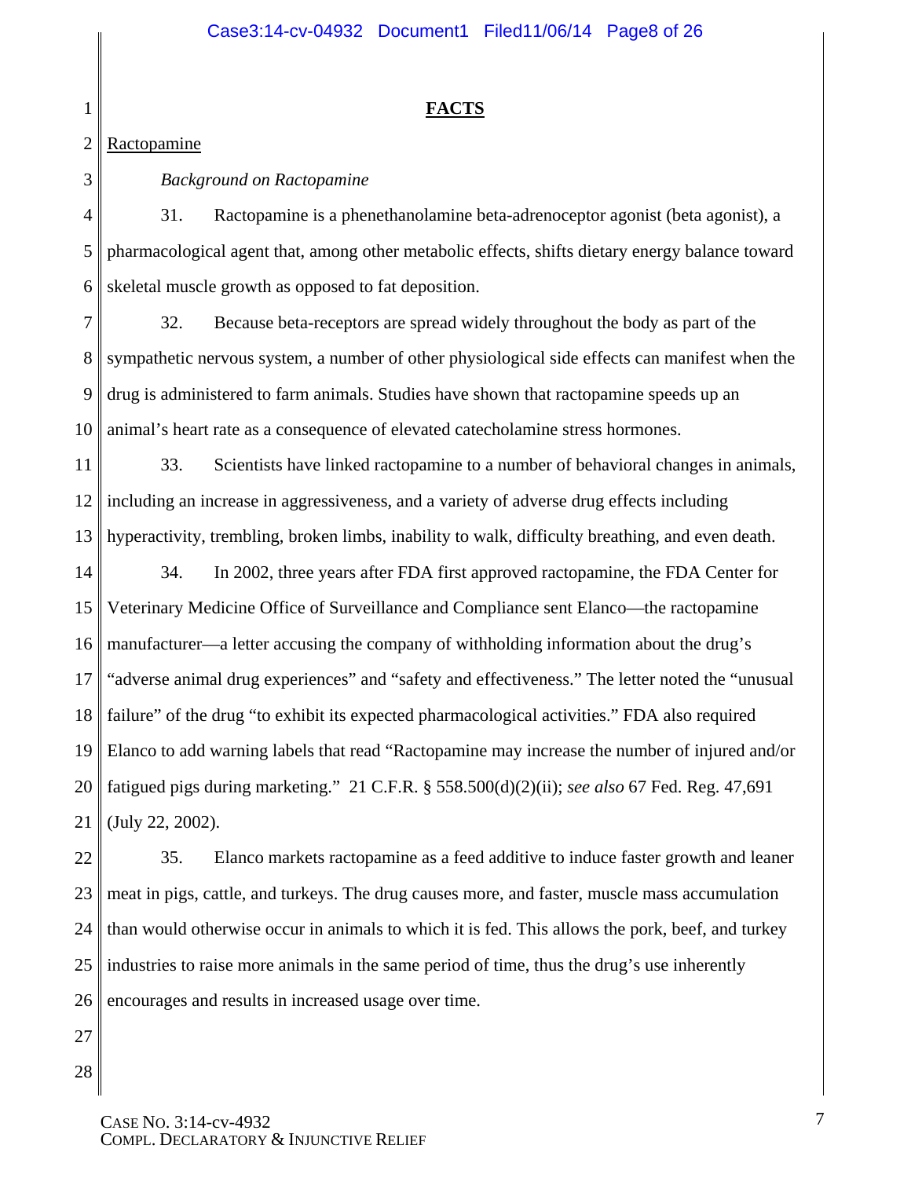## FACTS

Ractopamine

*Background on Ractopamine*

31. Ractopamine is a phenethanolamine beta-adrenoceptor agonist (beta agonist), a pharmacological agent that, among other metabolic effects, shifts dietary energy balance toward skeletal muscle growth as opposed to fat deposition.

32. Because beta-receptors are spread widely throughout the body as part of the sympathetic nervous system, a number of other physiological side effects can manifest when the drug is administered to farm animals. Studies have shown that ractopamine speeds up an animal's heart rate as a consequence of elevated catecholamine stress hormones.

33. Scientists have linked ractopamine to a number of behavioral changes in animals, including an increase in aggressiveness, and a variety of adverse drug effects including hyperactivity, trembling, broken limbs, inability to walk, difficulty breathing, and even death.

34. In 2002, three years after FDA first approved ractopamine, the FDA Center for Veterinary Medicine Office of Surveillance and Compliance sent Elanco—the ractopamine manufacturer—a letter accusing the company of withholding information about the drug's "adverse animal drug experiences" and "safety and effectiveness." The letter noted the "unusual failure" of the drug "to exhibit its expected pharmacological activities." FDA also required Elanco to add warning labels that read "Ractopamine may increase the number of injured and/or fatigued pigs during marketing." 21 C.F.R. § 558.500(d)(2)(ii); *see also* 67 Fed. Reg. 47,691 (July 22, 2002).

35. Elanco markets ractopamine as a feed additive to induce faster growth and leaner meat in pigs, cattle, and turkeys. The drug causes more, and faster, muscle mass accumulation than would otherwise occur in animals to which it is fed. This allows the pork, beef, and turkey industries to raise more animals in the same period of time, thus the drug's use inherently encourages and results in increased usage over time.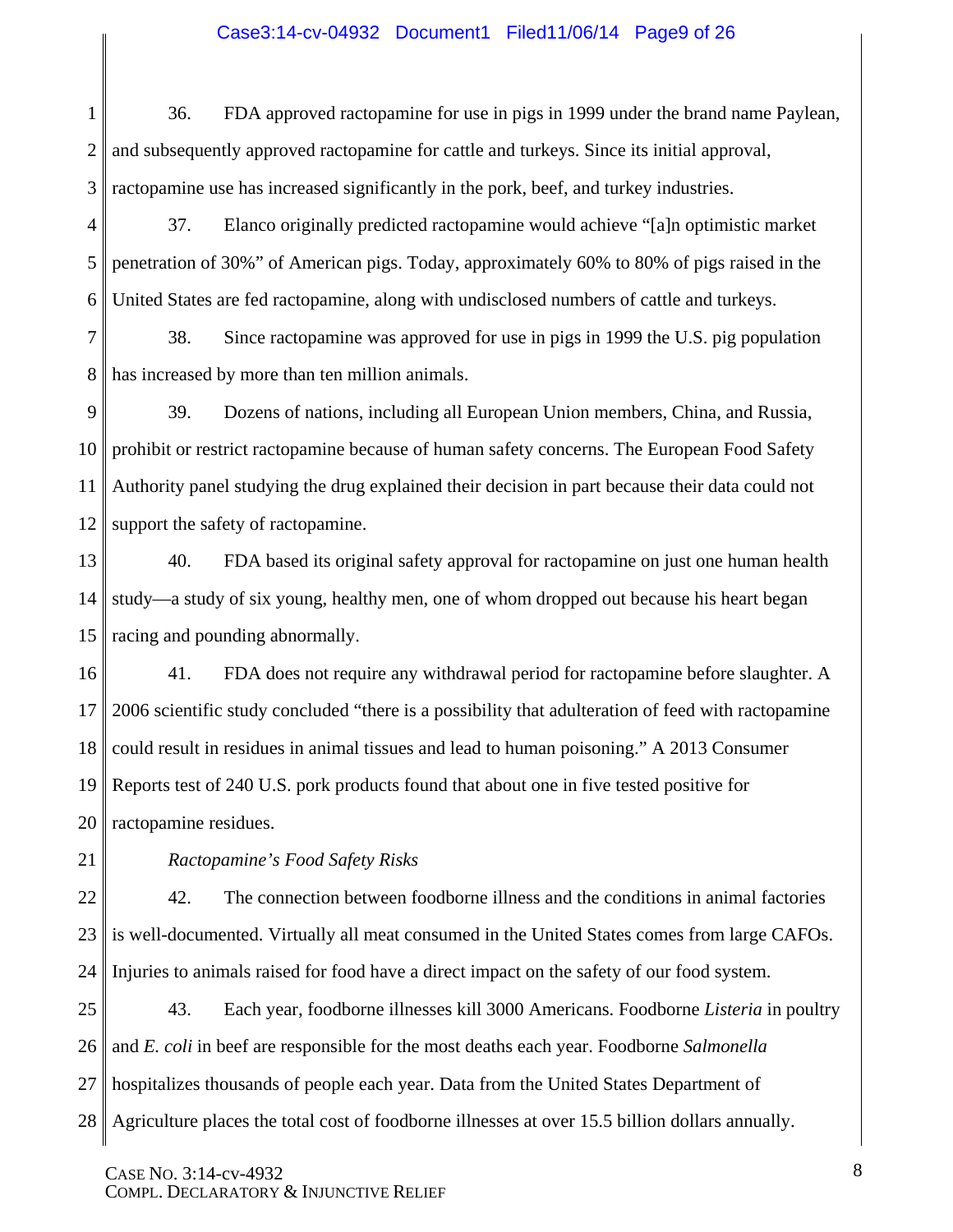36. FDA approved ractopamine for use in pigs in 1999 under the brand name Paylean, and subsequently approved ractopamine for cattle and turkeys. Since its initial approval, ractopamine use has increased significantly in the pork, beef, and turkey industries.

37. Elanco originally predicted ractopamine would achieve "[a]n optimistic market penetration of 30%" of American pigs. Today, approximately 60% to 80% of pigs raised in the United States are fed ractopamine, along with undisclosed numbers of cattle and turkeys.

38. Since ractopamine was approved for use in pigs in 1999 the U.S. pig population has increased by more than ten million animals.

39. Dozens of nations, including all European Union members, China, and Russia, prohibit or restrict ractopamine because of human safety concerns. The European Food Safety Authority panel studying the drug explained their decision in part because their data could not support the safety of ractopamine.

40. FDA based its original safety approval for ractopamine on just one human health study—a study of six young, healthy men, one of whom dropped out because his heart began racing and pounding abnormally.

41. FDA does not require any withdrawal period for ractopamine before slaughter. A 2006 scientific study concluded "there is a possibility that adulteration of feed with ractopamine could result in residues in animal tissues and lead to human poisoning." A 2013 Consumer Reports test of 240 U.S. pork products found that about one in five tested positive for ractopamine residues.

*Ractopamine's Food Safety Risks*

42. The connection between foodborne illness and the conditions in animal factories is well-documented. Virtually all meat consumed in the United States comes from large CAFOs. Injuries to animals raised for food have a direct impact on the safety of our food system.

43. Each year, foodborne illnesses kill 3000 Americans. Foodborne *Listeria* in poultry and *E. coli* in beef are responsible for the most deaths each year. Foodborne *Salmonella* hospitalizes thousands of people each year. Data from the United States Department of Agriculture places the total cost of foodborne illnesses at over 15.5 billion dollars annually.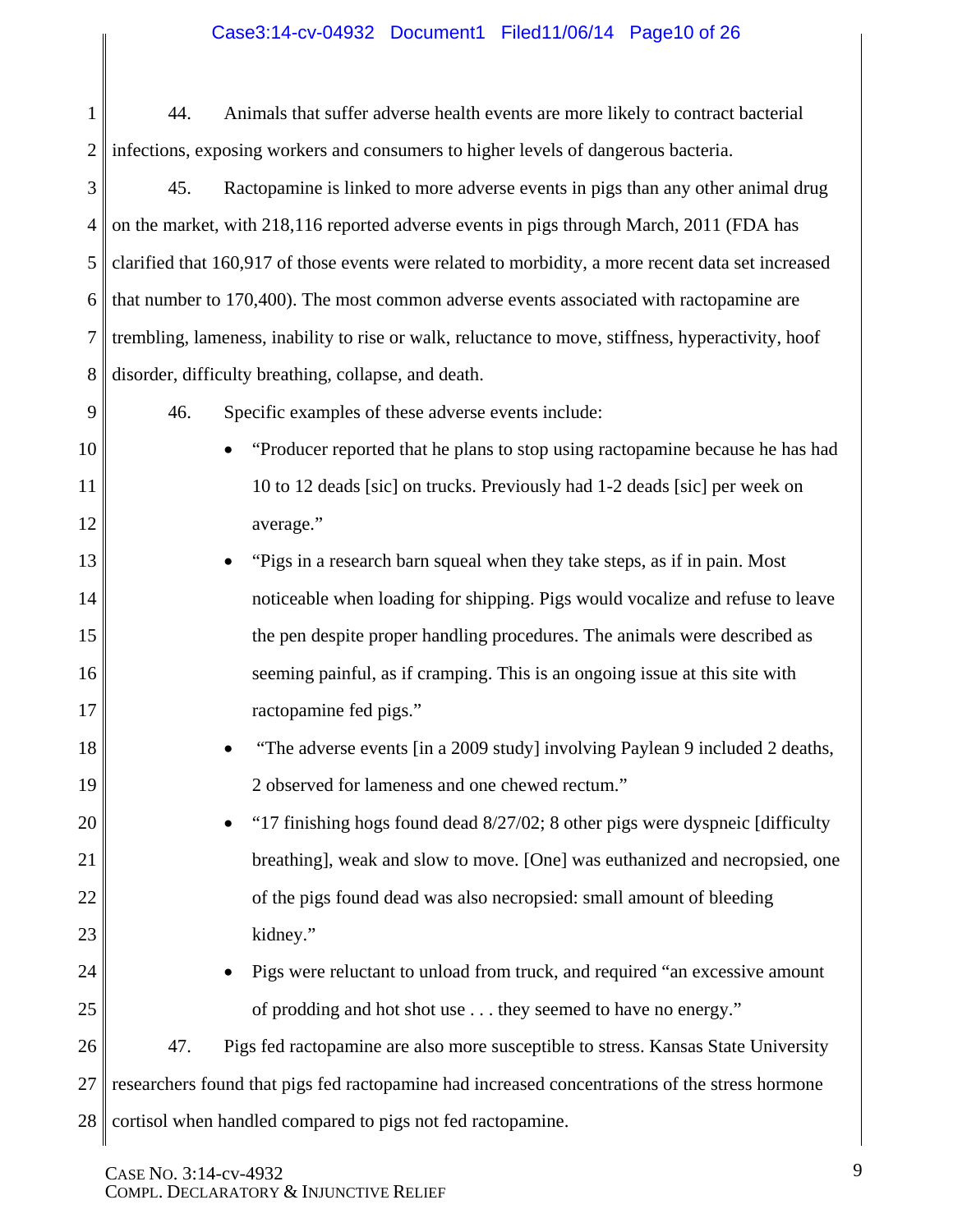44. Animals that suffer adverse health events are more likely to contract bacterial infections, exposing workers and consumers to higher levels of dangerous bacteria.

45. Ractopamine is linked to more adverse events in pigs than any other animal drug on the market, with 218,116 reported adverse events in pigs through March, 2011 (FDA has clarified that 160,917 of those events were related to morbidity, a more recent data set increased that number to 170,400). The most common adverse events associated with ractopamine are trembling, lameness, inability to rise or walk, reluctance to move, stiffness, hyperactivity, hoof disorder, difficulty breathing, collapse, and death.

46. Specific examples of these adverse events include:

- "Producer reported that he plans to stop using ractopamine because he has had 10 to 12 deads [sic] on trucks. Previously had 1-2 deads [sic] per week on average."
- "Pigs in a research barn squeal when they take steps, as if in pain. Most noticeable when loading for shipping. Pigs would vocalize and refuse to leave the pen despite proper handling procedures. The animals were described as seeming painful, as if cramping. This is an ongoing issue at this site with ractopamine fed pigs."
- "The adverse events [in a 2009 study] involving Paylean 9 included 2 deaths, 2 observed for lameness and one chewed rectum."
- "17 finishing hogs found dead 8/27/02; 8 other pigs were dyspneic [difficulty breathing], weak and slow to move. [One] was euthanized and necropsied, one of the pigs found dead was also necropsied: small amount of bleeding kidney."
- Pigs were reluctant to unload from truck, and required "an excessive amount of prodding and hot shot use . . . they seemed to have no energy."

47. Pigs fed ractopamine are also more susceptible to stress. Kansas State University researchers found that pigs fed ractopamine had increased concentrations of the stress hormone cortisol when handled compared to pigs not fed ractopamine.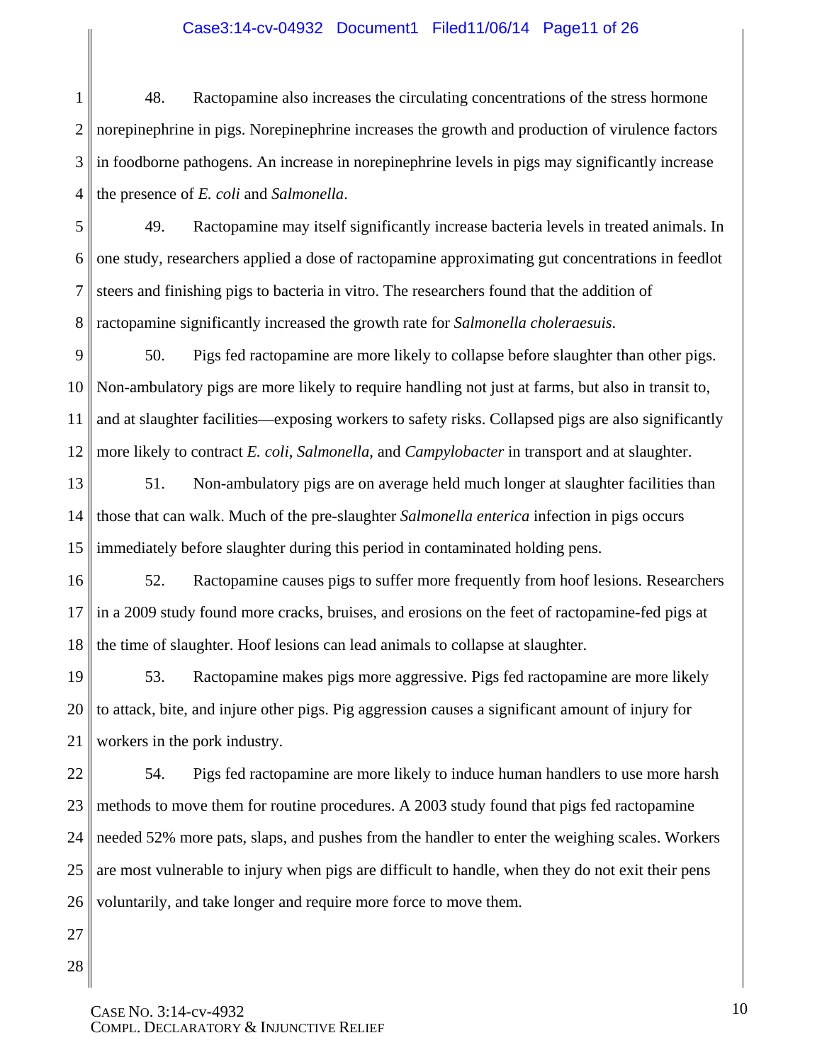48. Ractopamine also increases the circulating concentrations of the stress hormone norepinephrine in pigs. Norepinephrine increases the growth and production of virulence factors in foodborne pathogens. An increase in norepinephrine levels in pigs may significantly increase the presence of *E. coli* and *Salmonella*.

49. Ractopamine may itself significantly increase bacteria levels in treated animals. In one study, researchers applied a dose of ractopamine approximating gut concentrations in feedlot steers and finishing pigs to bacteria in vitro. The researchers found that the addition of ractopamine significantly increased the growth rate for *Salmonella choleraesuis*.

50. Pigs fed ractopamine are more likely to collapse before slaughter than other pigs. Non-ambulatory pigs are more likely to require handling not just at farms, but also in transit to, and at slaughter facilities—exposing workers to safety risks. Collapsed pigs are also significantly more likely to contract *E. coli*, *Salmonella*, and *Campylobacter* in transport and at slaughter.

51. Non-ambulatory pigs are on average held much longer at slaughter facilities than those that can walk. Much of the pre-slaughter *Salmonella enterica* infection in pigs occurs immediately before slaughter during this period in contaminated holding pens.

52. Ractopamine causes pigs to suffer more frequently from hoof lesions. Researchers in a 2009 study found more cracks, bruises, and erosions on the feet of ractopamine-fed pigs at the time of slaughter. Hoof lesions can lead animals to collapse at slaughter.

53. Ractopamine makes pigs more aggressive. Pigs fed ractopamine are more likely to attack, bite, and injure other pigs. Pig aggression causes a significant amount of injury for workers in the pork industry.

54. Pigs fed ractopamine are more likely to induce human handlers to use more harsh methods to move them for routine procedures. A 2003 study found that pigs fed ractopamine needed 52% more pats, slaps, and pushes from the handler to enter the weighing scales. Workers are most vulnerable to injury when pigs are difficult to handle, when they do not exit their pens voluntarily, and take longer and require more force to move them.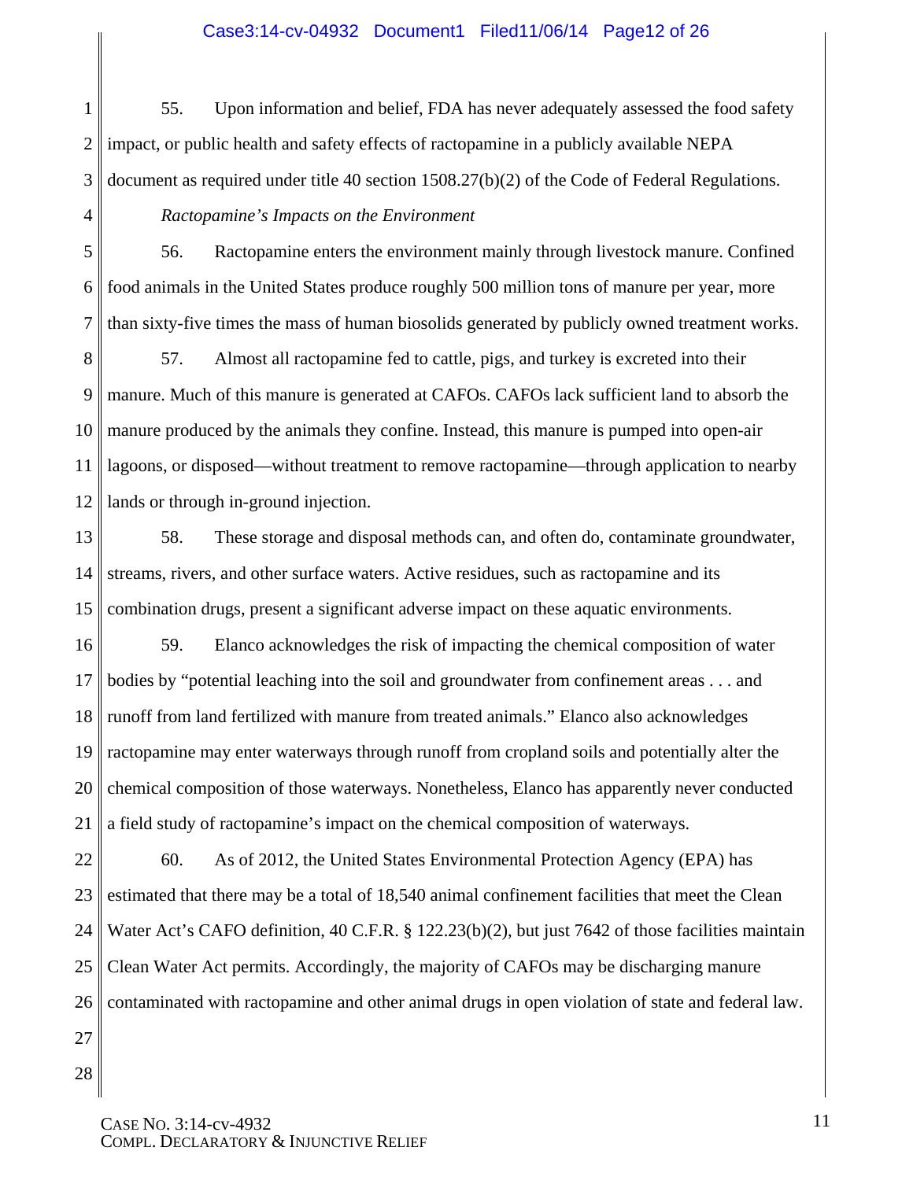55. Upon information and belief, FDA has never adequately assessed the food safety impact, or public health and safety effects of ractopamine in a publicly available NEPA document as required under title 40 section 1508.27(b)(2) of the Code of Federal Regulations.

*Ractopamine's Impacts on the Environment*

56. Ractopamine enters the environment mainly through livestock manure. Confined food animals in the United States produce roughly 500 million tons of manure per year, more than sixty-five times the mass of human biosolids generated by publicly owned treatment works.

57. Almost all ractopamine fed to cattle, pigs, and turkey is excreted into their manure. Much of this manure is generated at CAFOs. CAFOs lack sufficient land to absorb the manure produced by the animals they confine. Instead, this manure is pumped into open-air lagoons, or disposed—without treatment to remove ractopamine—through application to nearby lands or through in-ground injection.

58. These storage and disposal methods can, and often do, contaminate groundwater, streams, rivers, and other surface waters. Active residues, such as ractopamine and its combination drugs, present a significant adverse impact on these aquatic environments.

59. Elanco acknowledges the risk of impacting the chemical composition of water bodies by "potential leaching into the soil and groundwater from confinement areas . . . and runoff from land fertilized with manure from treated animals." Elanco also acknowledges ractopamine may enter waterways through runoff from cropland soils and potentially alter the chemical composition of those waterways. Nonetheless, Elanco has apparently never conducted a field study of ractopamine's impact on the chemical composition of waterways.

60. As of 2012, the United States Environmental Protection Agency (EPA) has estimated that there may be a total of 18,540 animal confinement facilities that meet the Clean Water Act's CAFO definition, 40 C.F.R. § 122.23(b)(2), but just 7642 of those facilities maintain Clean Water Act permits. Accordingly, the majority of CAFOs may be discharging manure contaminated with ractopamine and other animal drugs in open violation of state and federal law.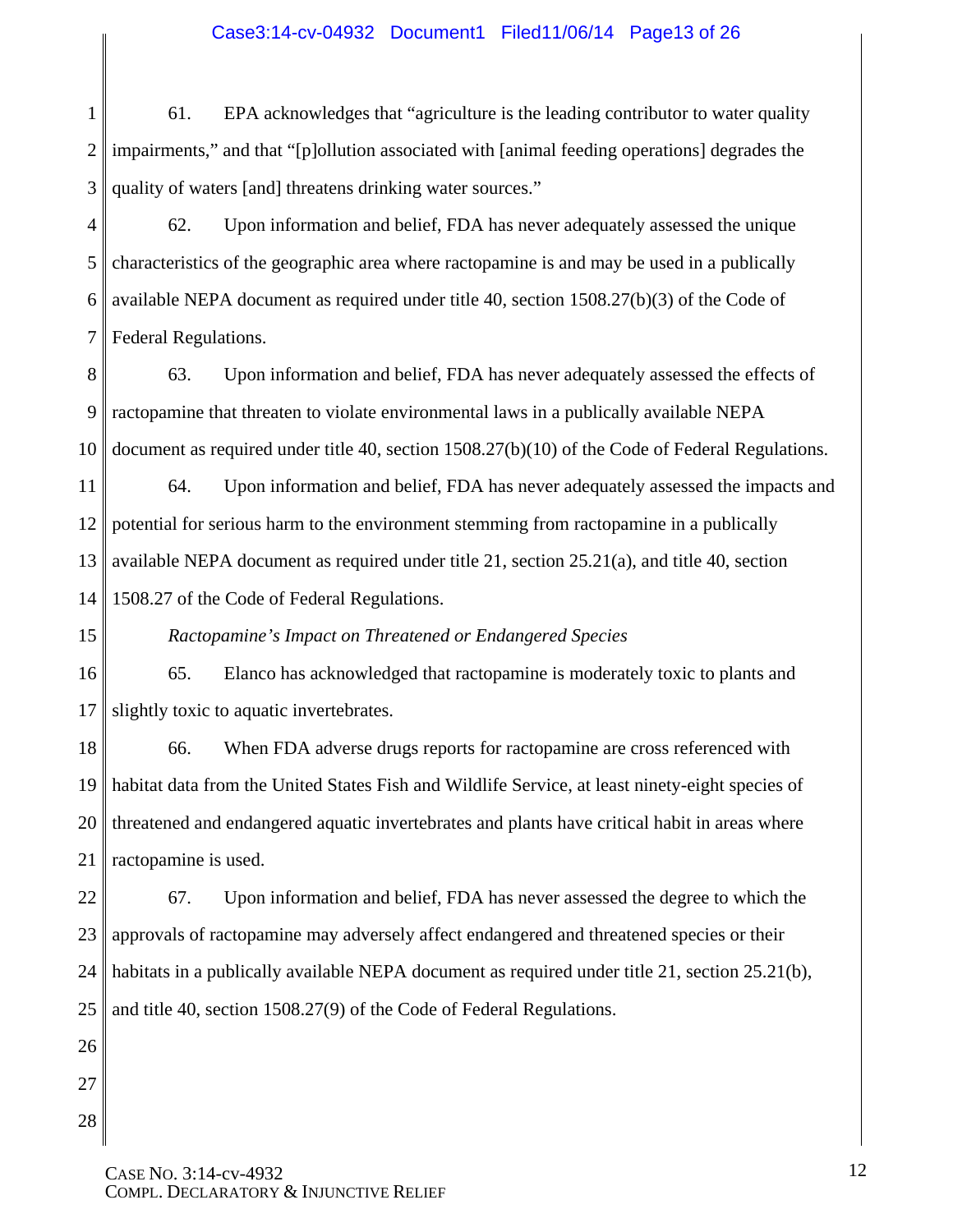61. EPA acknowledges that "agriculture is the leading contributor to water quality impairments," and that "[p]ollution associated with [animal feeding operations] degrades the quality of waters [and] threatens drinking water sources."

62. Upon information and belief, FDA has never adequately assessed the unique characteristics of the geographic area where ractopamine is and may be used in a publically available NEPA document as required under title 40, section 1508.27(b)(3) of the Code of Federal Regulations.

63. Upon information and belief, FDA has never adequately assessed the effects of ractopamine that threaten to violate environmental laws in a publically available NEPA document as required under title 40, section 1508.27(b)(10) of the Code of Federal Regulations.

64. Upon information and belief, FDA has never adequately assessed the impacts and potential for serious harm to the environment stemming from ractopamine in a publically available NEPA document as required under title 21, section 25.21(a), and title 40, section 1508.27 of the Code of Federal Regulations.

*Ractopamine's Impact on Threatened or Endangered Species*

65. Elanco has acknowledged that ractopamine is moderately toxic to plants and slightly toxic to aquatic invertebrates.

66. When FDA adverse drugs reports for ractopamine are cross referenced with habitat data from the United States Fish and Wildlife Service, at least ninety-eight species of threatened and endangered aquatic invertebrates and plants have critical habit in areas where ractopamine is used.

67. Upon information and belief, FDA has never assessed the degree to which the approvals of ractopamine may adversely affect endangered and threatened species or their habitats in a publically available NEPA document as required under title 21, section 25.21(b), and title 40, section 1508.27(9) of the Code of Federal Regulations.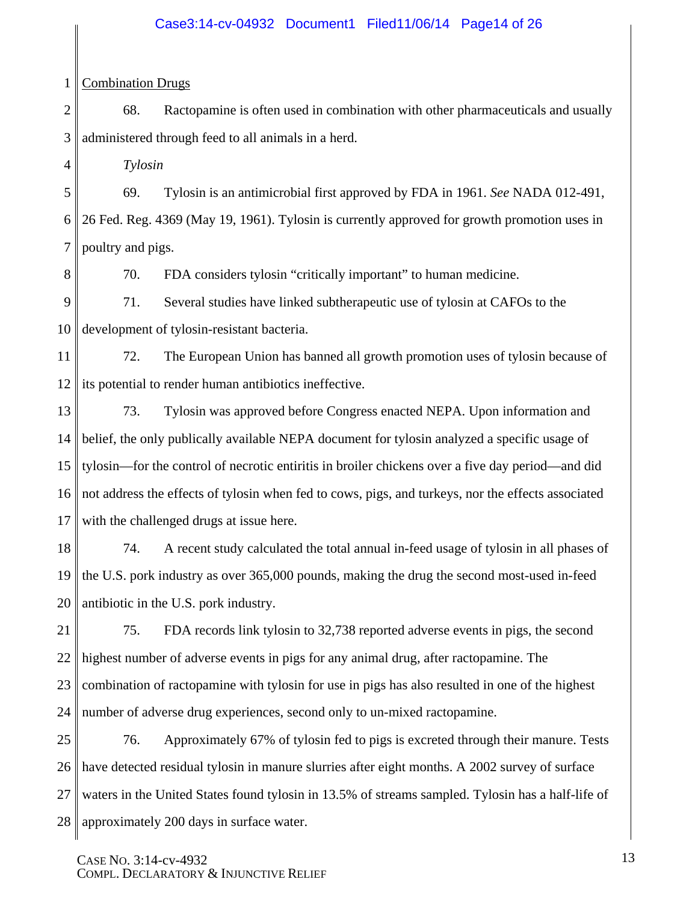Combination Drugs

68. Ractopamine is often used in combination with other pharmaceuticals and usually administered through feed to all animals in a herd.

*Tylosin*

69. Tylosin is an antimicrobial first approved by FDA in 1961. *See* NADA 012-491, 26 Fed. Reg. 4369 (May 19, 1961). Tylosin is currently approved for growth promotion uses in poultry and pigs.

70. FDA considers tylosin "critically important" to human medicine.

71. Several studies have linked subtherapeutic use of tylosin at CAFOs to the development of tylosin-resistant bacteria.

72. The European Union has banned all growth promotion uses of tylosin because of its potential to render human antibiotics ineffective.

73. Tylosin was approved before Congress enacted NEPA. Upon information and belief, the only publically available NEPA document for tylosin analyzed a specific usage of tylosin—for the control of necrotic entiritis in broiler chickens over a five day period—and did not address the effects of tylosin when fed to cows, pigs, and turkeys, nor the effects associated with the challenged drugs at issue here.

74. A recent study calculated the total annual in-feed usage of tylosin in all phases of the U.S. pork industry as over 365,000 pounds, making the drug the second most-used in-feed antibiotic in the U.S. pork industry.

75. FDA records link tylosin to 32,738 reported adverse events in pigs, the second highest number of adverse events in pigs for any animal drug, after ractopamine. The combination of ractopamine with tylosin for use in pigs has also resulted in one of the highest number of adverse drug experiences, second only to un-mixed ractopamine.

76. Approximately 67% of tylosin fed to pigs is excreted through their manure. Tests have detected residual tylosin in manure slurries after eight months. A 2002 survey of surface waters in the United States found tylosin in 13.5% of streams sampled. Tylosin has a half-life of approximately 200 days in surface water.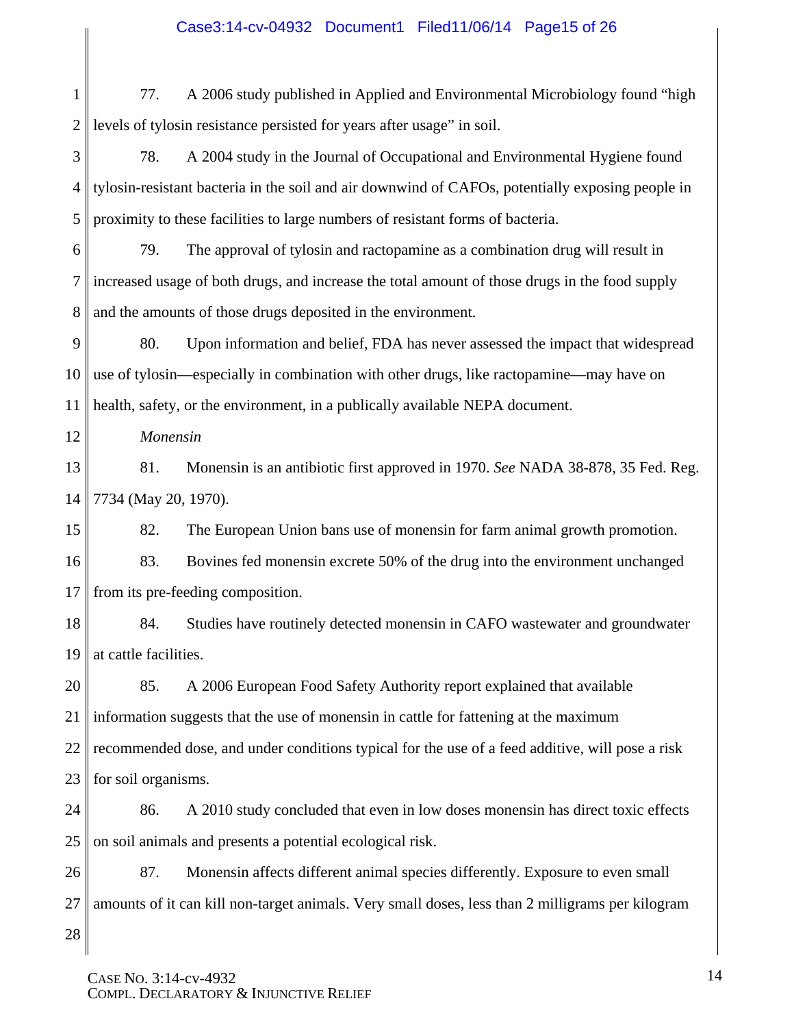77. A 2006 study published in Applied and Environmental Microbiology found "high levels of tylosin resistance persisted for years after usage" in soil.

78. A 2004 study in the Journal of Occupational and Environmental Hygiene found tylosin-resistant bacteria in the soil and air downwind of CAFOs, potentially exposing people in proximity to these facilities to large numbers of resistant forms of bacteria.

79. The approval of tylosin and ractopamine as a combination drug will result in increased usage of both drugs, and increase the total amount of those drugs in the food supply and the amounts of those drugs deposited in the environment.

80. Upon information and belief, FDA has never assessed the impact that widespread use of tylosin—especially in combination with other drugs, like ractopamine—may have on health, safety, or the environment, in a publically available NEPA document.

*Monensin*

81. Monensin is an antibiotic first approved in 1970. *See* NADA 38-878, 35 Fed. Reg. 7734 (May 20, 1970).

82. The European Union bans use of monensin for farm animal growth promotion.

83. Bovines fed monensin excrete 50% of the drug into the environment unchanged from its pre-feeding composition.

84. Studies have routinely detected monensin in CAFO wastewater and groundwater at cattle facilities.

85. A 2006 European Food Safety Authority report explained that available information suggests that the use of monensin in cattle for fattening at the maximum recommended dose, and under conditions typical for the use of a feed additive, will pose a risk for soil organisms.

86. A 2010 study concluded that even in low doses monensin has direct toxic effects on soil animals and presents a potential ecological risk.

87. Monensin affects different animal species differently. Exposure to even small amounts of it can kill non-target animals. Very small doses, less than 2 milligrams per kilogram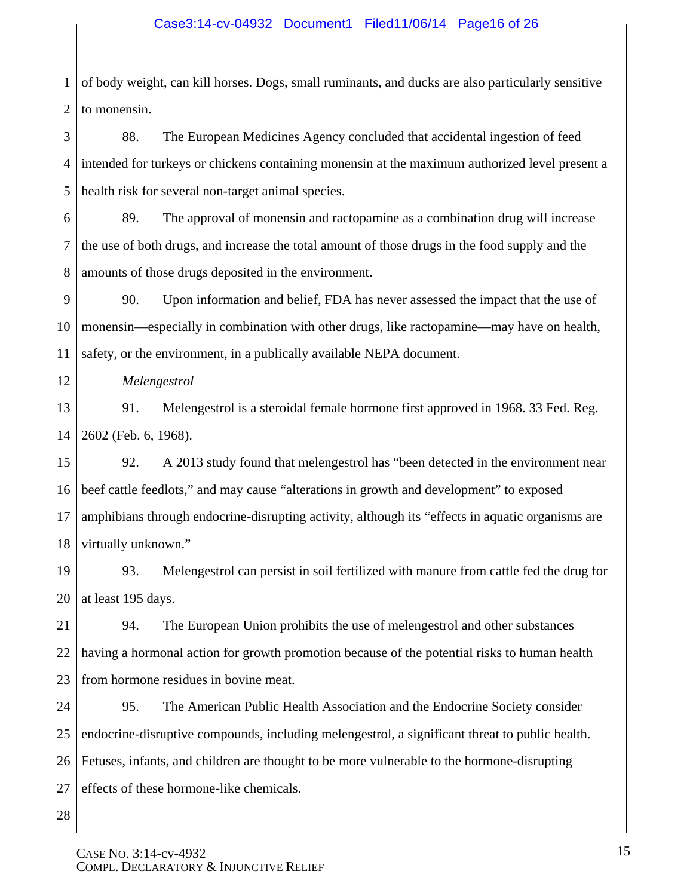of body weight, can kill horses. Dogs, small ruminants, and ducks are also particularly sensitive to monensin.

88. The European Medicines Agency concluded that accidental ingestion of feed intended for turkeys or chickens containing monensin at the maximum authorized level present a health risk for several non-target animal species.

89. The approval of monensin and ractopamine as a combination drug will increase the use of both drugs, and increase the total amount of those drugs in the food supply and the amounts of those drugs deposited in the environment.

90. Upon information and belief, FDA has never assessed the impact that the use of monensin—especially in combination with other drugs, like ractopamine—may have on health, safety, or the environment, in a publically available NEPA document.

*Melengestrol*

91. Melengestrol is a steroidal female hormone first approved in 1968. 33 Fed. Reg. 2602 (Feb. 6, 1968).

92. A 2013 study found that melengestrol has "been detected in the environment near beef cattle feedlots," and may cause "alterations in growth and development" to exposed amphibians through endocrine-disrupting activity, although its "effects in aquatic organisms are virtually unknown."

93. Melengestrol can persist in soil fertilized with manure from cattle fed the drug for at least 195 days.

94. The European Union prohibits the use of melengestrol and other substances having a hormonal action for growth promotion because of the potential risks to human health from hormone residues in bovine meat.

95. The American Public Health Association and the Endocrine Society consider endocrine-disruptive compounds, including melengestrol, a significant threat to public health. Fetuses, infants, and children are thought to be more vulnerable to the hormone-disrupting effects of these hormone-like chemicals.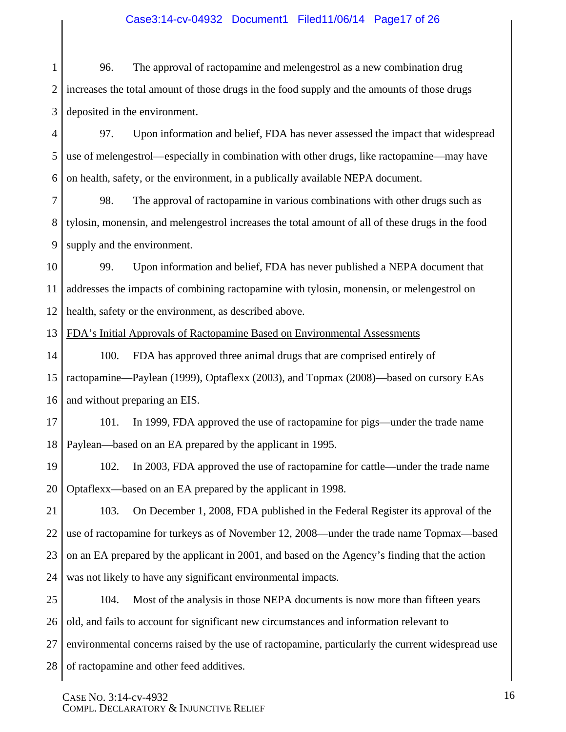96. The approval of ractopamine and melengestrol as a new combination drug increases the total amount of those drugs in the food supply and the amounts of those drugs deposited in the environment.

97. Upon information and belief, FDA has never assessed the impact that widespread use of melengestrol—especially in combination with other drugs, like ractopamine—may have on health, safety, or the environment, in a publically available NEPA document.

98. The approval of ractopamine in various combinations with other drugs such as tylosin, monensin, and melengestrol increases the total amount of all of these drugs in the food supply and the environment.

99. Upon information and belief, FDA has never published a NEPA document that addresses the impacts of combining ractopamine with tylosin, monensin, or melengestrol on health, safety or the environment, as described above.

<u>FDA's Initial Approvals of Ractopamine Based on Environmental Assessments</u>

100. FDA has approved three animal drugs that are comprised entirely of ractopamine—Paylean (1999), Optaflexx (2003), and Topmax (2008)—based on cursory EAs and without preparing an EIS.

101. In 1999, FDA approved the use of ractopamine for pigs—under the trade name Paylean—based on an EA prepared by the applicant in 1995.

102. In 2003, FDA approved the use of ractopamine for cattle—under the trade name Optaflexx—based on an EA prepared by the applicant in 1998.

103. On December 1, 2008, FDA published in the Federal Register its approval of the use of ractopamine for turkeys as of November 12, 2008—under the trade name Topmax—based on an EA prepared by the applicant in 2001, and based on the Agency's finding that the action was not likely to have any significant environmental impacts.

104. Most of the analysis in those NEPA documents is now more than fifteen years old, and fails to account for significant new circumstances and information relevant to environmental concerns raised by the use of ractopamine, particularly the current widespread use of ractopamine and other feed additives.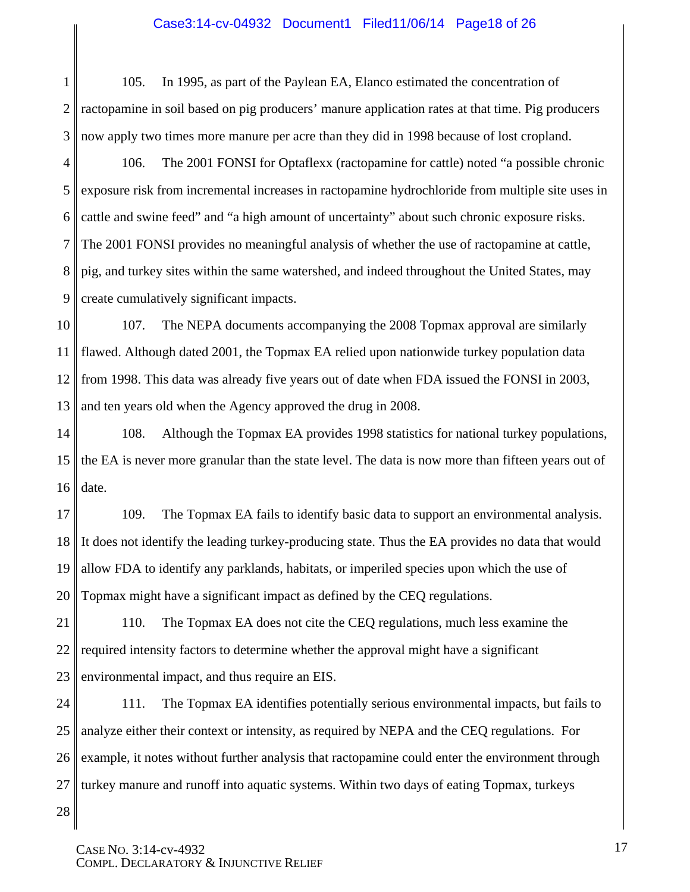105. In 1995, as part of the Paylean EA, Elanco estimated the concentration of ractopamine in soil based on pig producers' manure application rates at that time. Pig producers now apply two times more manure per acre than they did in 1998 because of lost cropland.

106. The 2001 FONSI for Optaflexx (ractopamine for cattle) noted "a possible chronic exposure risk from incremental increases in ractopamine hydrochloride from multiple site uses in cattle and swine feed" and "a high amount of uncertainty" about such chronic exposure risks. The 2001 FONSI provides no meaningful analysis of whether the use of ractopamine at cattle, pig, and turkey sites within the same watershed, and indeed throughout the United States, may create cumulatively significant impacts.

107. The NEPA documents accompanying the 2008 Topmax approval are similarly flawed. Although dated 2001, the Topmax EA relied upon nationwide turkey population data from 1998. This data was already five years out of date when FDA issued the FONSI in 2003, and ten years old when the Agency approved the drug in 2008.

108. Although the Topmax EA provides 1998 statistics for national turkey populations, the EA is never more granular than the state level. The data is now more than fifteen years out of date.

109. The Topmax EA fails to identify basic data to support an environmental analysis. It does not identify the leading turkey-producing state. Thus the EA provides no data that would allow FDA to identify any parklands, habitats, or imperiled species upon which the use of Topmax might have a significant impact as defined by the CEQ regulations.

110. The Topmax EA does not cite the CEQ regulations, much less examine the required intensity factors to determine whether the approval might have a significant environmental impact, and thus require an EIS.

111. The Topmax EA identifies potentially serious environmental impacts, but fails to analyze either their context or intensity, as required by NEPA and the CEQ regulations. For example, it notes without further analysis that ractopamine could enter the environment through turkey manure and runoff into aquatic systems. Within two days of eating Topmax, turkeys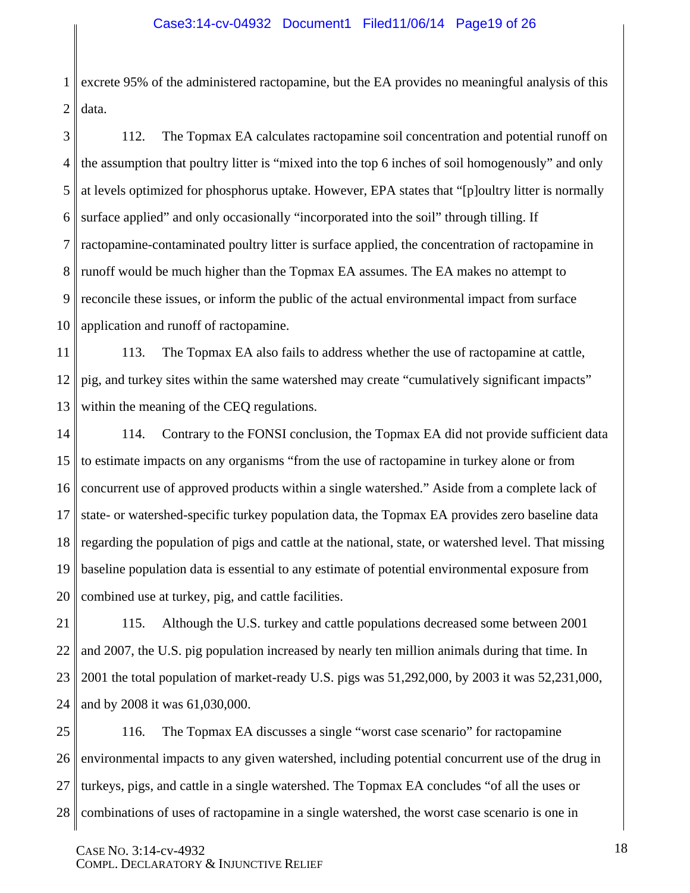excrete 95% of the administered ractopamine, but the EA provides no meaningful analysis of this data.

112. The Topmax EA calculates ractopamine soil concentration and potential runoff on the assumption that poultry litter is "mixed into the top 6 inches of soil homogenously" and only at levels optimized for phosphorus uptake. However, EPA states that "[p]oultry litter is normally surface applied" and only occasionally "incorporated into the soil" through tilling. If ractopamine-contaminated poultry litter is surface applied, the concentration of ractopamine in runoff would be much higher than the Topmax EA assumes. The EA makes no attempt to reconcile these issues, or inform the public of the actual environmental impact from surface application and runoff of ractopamine.

113. The Topmax EA also fails to address whether the use of ractopamine at cattle, pig, and turkey sites within the same watershed may create "cumulatively significant impacts" within the meaning of the CEQ regulations.

114. Contrary to the FONSI conclusion, the Topmax EA did not provide sufficient data to estimate impacts on any organisms "from the use of ractopamine in turkey alone or from concurrent use of approved products within a single watershed." Aside from a complete lack of state- or watershed-specific turkey population data, the Topmax EA provides zero baseline data regarding the population of pigs and cattle at the national, state, or watershed level. That missing baseline population data is essential to any estimate of potential environmental exposure from combined use at turkey, pig, and cattle facilities.

115. Although the U.S. turkey and cattle populations decreased some between 2001 and 2007, the U.S. pig population increased by nearly ten million animals during that time. In 2001 the total population of market-ready U.S. pigs was 51,292,000, by 2003 it was 52,231,000, and by 2008 it was 61,030,000.

116. The Topmax EA discusses a single "worst case scenario" for ractopamine environmental impacts to any given watershed, including potential concurrent use of the drug in turkeys, pigs, and cattle in a single watershed. The Topmax EA concludes "of all the uses or combinations of uses of ractopamine in a single watershed, the worst case scenario is one in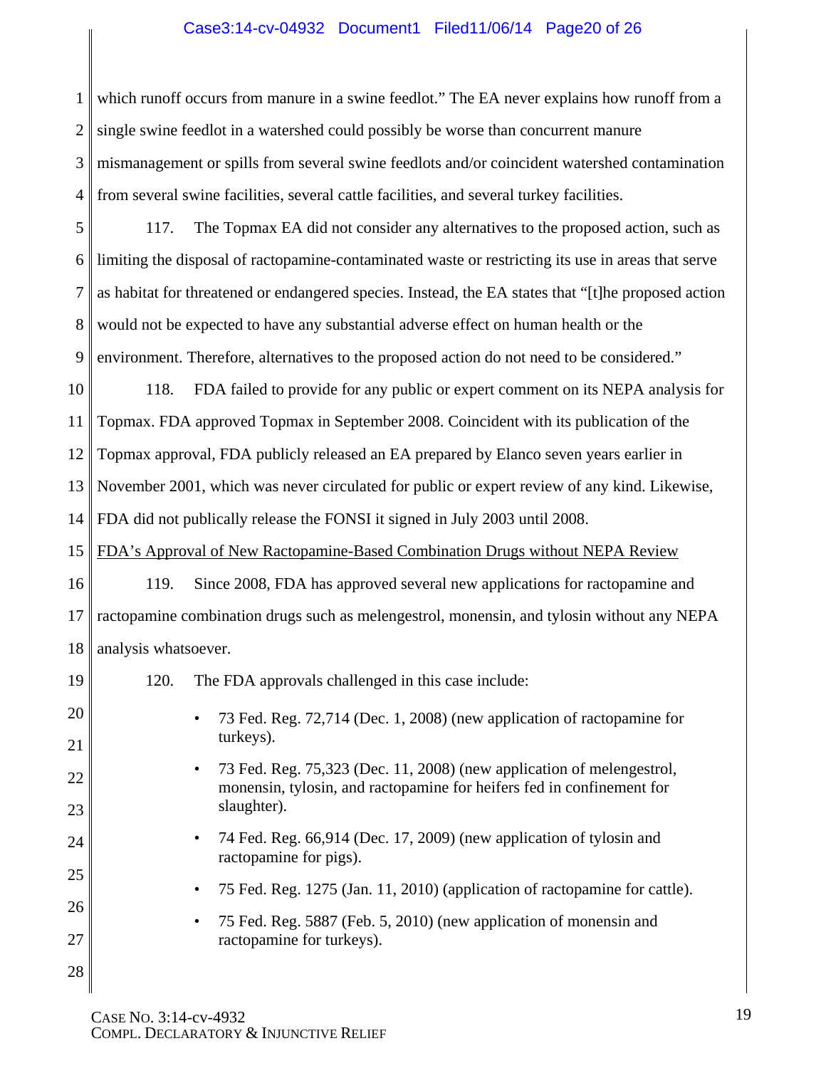which runoff occurs from manure in a swine feedlot." The EA never explains how runoff from a single swine feedlot in a watershed could possibly be worse than concurrent manure mismanagement or spills from several swine feedlots and/or coincident watershed contamination from several swine facilities, several cattle facilities, and several turkey facilities.

117. The Topmax EA did not consider any alternatives to the proposed action, such as limiting the disposal of ractopamine-contaminated waste or restricting its use in areas that serve as habitat for threatened or endangered species. Instead, the EA states that "[t]he proposed action would not be expected to have any substantial adverse effect on human health or the environment. Therefore, alternatives to the proposed action do not need to be considered."

118. FDA failed to provide for any public or expert comment on its NEPA analysis for Topmax. FDA approved Topmax in September 2008. Coincident with its publication of the Topmax approval, FDA publicly released an EA prepared by Elanco seven years earlier in November 2001, which was never circulated for public or expert review of any kind. Likewise, FDA did not publically release the FONSI it signed in July 2003 until 2008.

<u>FDA's Approval of New Ractopamine-Based Combination Drugs without NEPA Review</u>

119. Since 2008, FDA has approved several new applications for ractopamine and ractopamine combination drugs such as melengestrol, monensin, and tylosin without any NEPA analysis whatsoever.

120. The FDA approvals challenged in this case include:

- 73 Fed. Reg. 72,714 (Dec. 1, 2008) (new application of ractopamine for turkeys).
- 73 Fed. Reg. 75,323 (Dec. 11, 2008) (new application of melengestrol, monensin, tylosin, and ractopamine for heifers fed in confinement for slaughter).
- 74 Fed. Reg. 66,914 (Dec. 17, 2009) (new application of tylosin and ractopamine for pigs).
- 75 Fed. Reg. 1275 (Jan. 11, 2010) (application of ractopamine for cattle).
- 75 Fed. Reg. 5887 (Feb. 5, 2010) (new application of monensin and ractopamine for turkeys).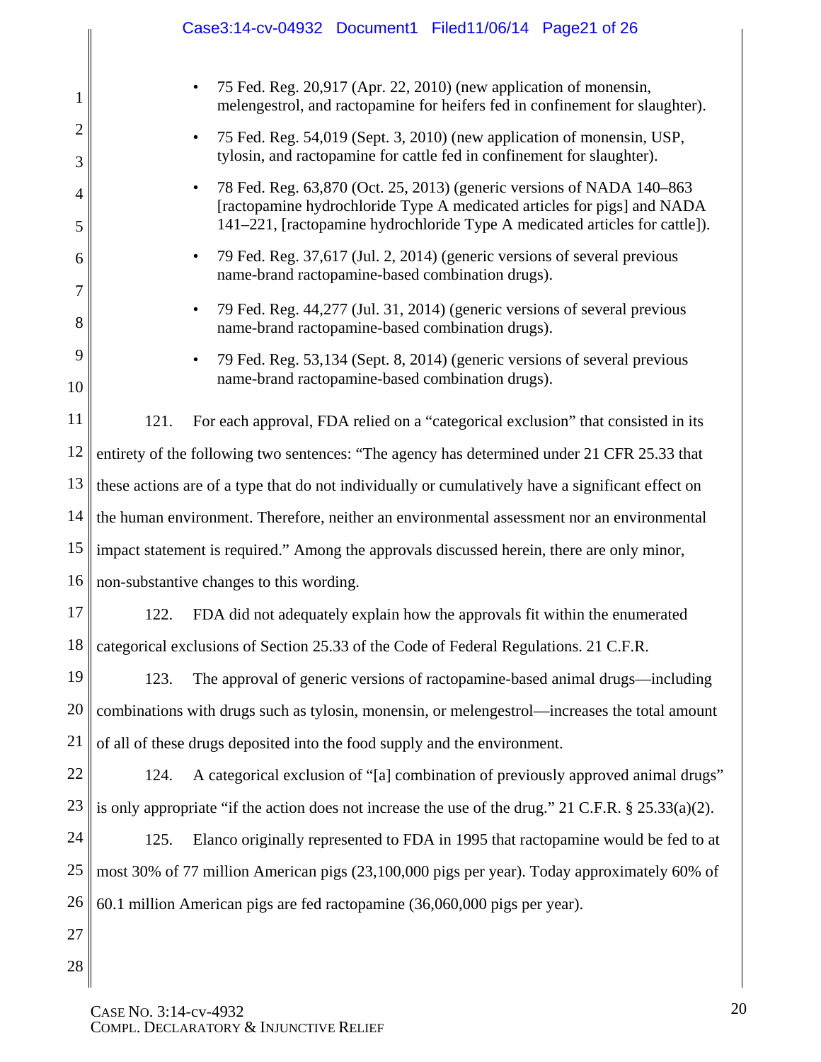- 75 Fed. Reg. 20,917 (Apr. 22, 2010) (new application of monensin, melengestrol, and ractopamine for heifers fed in confinement for slaughter).
- 75 Fed. Reg. 54,019 (Sept. 3, 2010) (new application of monensin, USP, tylosin, and ractopamine for cattle fed in confinement for slaughter).
- 78 Fed. Reg. 63,870 (Oct. 25, 2013) (generic versions of NADA 140–863 [ractopamine hydrochloride Type A medicated articles for pigs] and NADA 141–221, [ractopamine hydrochloride Type A medicated articles for cattle]).
- 79 Fed. Reg. 37,617 (Jul. 2, 2014) (generic versions of several previous name-brand ractopamine-based combination drugs).
- 79 Fed. Reg. 44,277 (Jul. 31, 2014) (generic versions of several previous name-brand ractopamine-based combination drugs).
- 79 Fed. Reg. 53,134 (Sept. 8, 2014) (generic versions of several previous name-brand ractopamine-based combination drugs).

121. For each approval, FDA relied on a "categorical exclusion" that consisted in its entirety of the following two sentences: "The agency has determined under 21 CFR 25.33 that these actions are of a type that do not individually or cumulatively have a significant effect on the human environment. Therefore, neither an environmental assessment nor an environmental impact statement is required." Among the approvals discussed herein, there are only minor, non-substantive changes to this wording.

122. FDA did not adequately explain how the approvals fit within the enumerated categorical exclusions of Section 25.33 of the Code of Federal Regulations. 21 C.F.R.

123. The approval of generic versions of ractopamine-based animal drugs—including combinations with drugs such as tylosin, monensin, or melengestrol—increases the total amount of all of these drugs deposited into the food supply and the environment.

124. A categorical exclusion of "[a] combination of previously approved animal drugs" is only appropriate "if the action does not increase the use of the drug." 21 C.F.R. § 25.33(a)(2).

125. Elanco originally represented to FDA in 1995 that ractopamine would be fed to at most 30% of 77 million American pigs (23,100,000 pigs per year). Today approximately 60% of 60.1 million American pigs are fed ractopamine (36,060,000 pigs per year).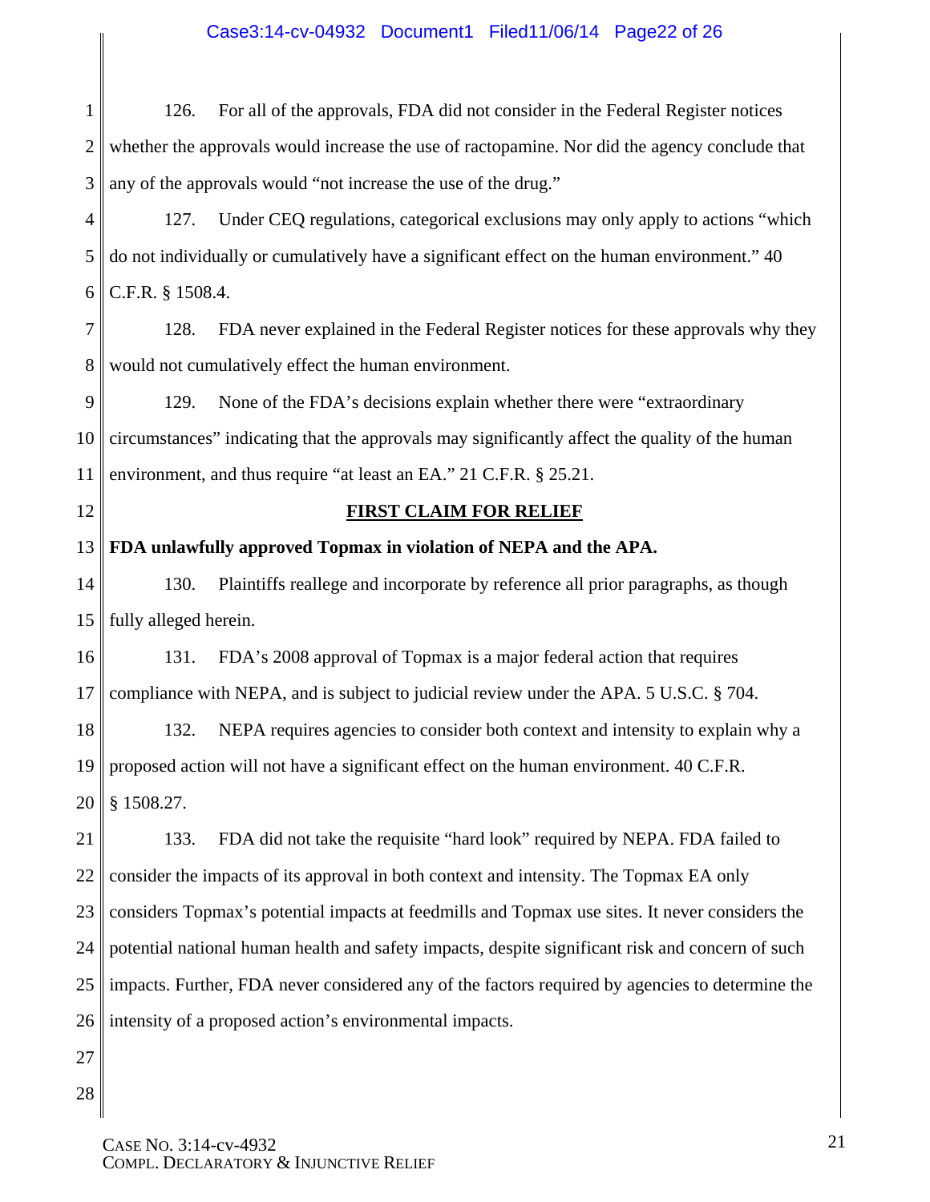126. For all of the approvals, FDA did not consider in the Federal Register notices whether the approvals would increase the use of ractopamine. Nor did the agency conclude that any of the approvals would "not increase the use of the drug."

127. Under CEQ regulations, categorical exclusions may only apply to actions "which do not individually or cumulatively have a significant effect on the human environment." 40 C.F.R. § 1508.4.

128. FDA never explained in the Federal Register notices for these approvals why they would not cumulatively effect the human environment.

129. None of the FDA's decisions explain whether there were "extraordinary circumstances" indicating that the approvals may significantly affect the quality of the human environment, and thus require "at least an EA." 21 C.F.R. § 25.21.

## FIRST CLAIM FOR RELIEF

**FDA unlawfully approved Topmax in violation of NEPA and the APA.**

130. Plaintiffs reallege and incorporate by reference all prior paragraphs, as though fully alleged herein.

131. FDA's 2008 approval of Topmax is a major federal action that requires compliance with NEPA, and is subject to judicial review under the APA. 5 U.S.C. § 704.

132. NEPA requires agencies to consider both context and intensity to explain why a proposed action will not have a significant effect on the human environment. 40 C.F.R. § 1508.27.

133. FDA did not take the requisite "hard look" required by NEPA. FDA failed to consider the impacts of its approval in both context and intensity. The Topmax EA only considers Topmax's potential impacts at feedmills and Topmax use sites. It never considers the potential national human health and safety impacts, despite significant risk and concern of such impacts. Further, FDA never considered any of the factors required by agencies to determine the intensity of a proposed action's environmental impacts.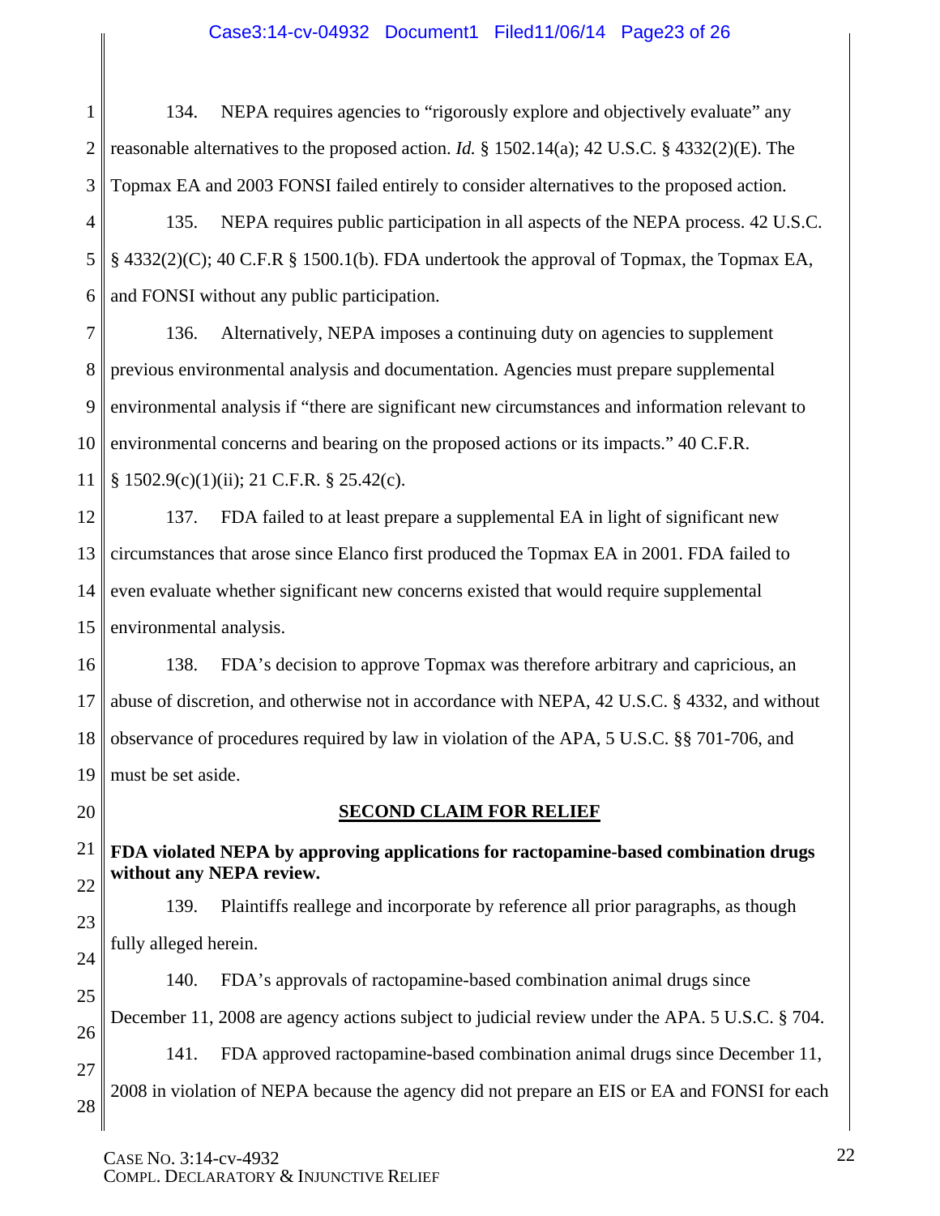134. NEPA requires agencies to "rigorously explore and objectively evaluate" any reasonable alternatives to the proposed action. *Id.* § 1502.14(a); 42 U.S.C. § 4332(2)(E). The Topmax EA and 2003 FONSI failed entirely to consider alternatives to the proposed action.

135. NEPA requires public participation in all aspects of the NEPA process. 42 U.S.C. § 4332(2)(C); 40 C.F.R § 1500.1(b). FDA undertook the approval of Topmax, the Topmax EA, and FONSI without any public participation.

136. Alternatively, NEPA imposes a continuing duty on agencies to supplement previous environmental analysis and documentation. Agencies must prepare supplemental environmental analysis if "there are significant new circumstances and information relevant to environmental concerns and bearing on the proposed actions or its impacts." 40 C.F.R. § 1502.9(c)(1)(ii); 21 C.F.R. § 25.42(c).

137. FDA failed to at least prepare a supplemental EA in light of significant new circumstances that arose since Elanco first produced the Topmax EA in 2001. FDA failed to even evaluate whether significant new concerns existed that would require supplemental environmental analysis.

138. FDA's decision to approve Topmax was therefore arbitrary and capricious, an abuse of discretion, and otherwise not in accordance with NEPA, 42 U.S.C. § 4332, and without observance of procedures required by law in violation of the APA, 5 U.S.C. §§ 701-706, and must be set aside.

## SECOND CLAIM FOR RELIEF

**FDA violated NEPA by approving applications for ractopamine-based combination drugs without any NEPA review.**

139. Plaintiffs reallege and incorporate by reference all prior paragraphs, as though fully alleged herein.

140. FDA's approvals of ractopamine-based combination animal drugs since December 11, 2008 are agency actions subject to judicial review under the APA. 5 U.S.C. § 704.

141. FDA approved ractopamine-based combination animal drugs since December 11, 2008 in violation of NEPA because the agency did not prepare an EIS or EA and FONSI for each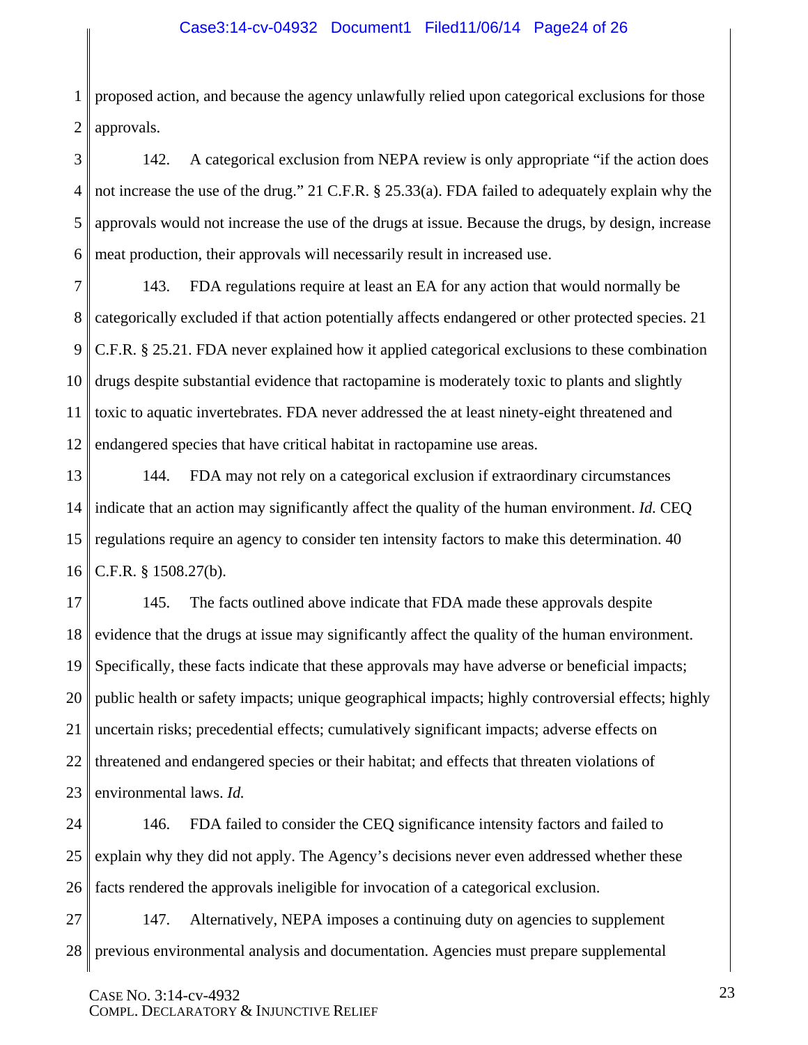proposed action, and because the agency unlawfully relied upon categorical exclusions for those approvals.

142. A categorical exclusion from NEPA review is only appropriate "if the action does not increase the use of the drug." 21 C.F.R. § 25.33(a). FDA failed to adequately explain why the approvals would not increase the use of the drugs at issue. Because the drugs, by design, increase meat production, their approvals will necessarily result in increased use.

143. FDA regulations require at least an EA for any action that would normally be categorically excluded if that action potentially affects endangered or other protected species. 21 C.F.R. § 25.21. FDA never explained how it applied categorical exclusions to these combination drugs despite substantial evidence that ractopamine is moderately toxic to plants and slightly toxic to aquatic invertebrates. FDA never addressed the at least ninety-eight threatened and endangered species that have critical habitat in ractopamine use areas.

144. FDA may not rely on a categorical exclusion if extraordinary circumstances indicate that an action may significantly affect the quality of the human environment. *Id.* CEQ regulations require an agency to consider ten intensity factors to make this determination. 40 C.F.R. § 1508.27(b).

145. The facts outlined above indicate that FDA made these approvals despite evidence that the drugs at issue may significantly affect the quality of the human environment. Specifically, these facts indicate that these approvals may have adverse or beneficial impacts; public health or safety impacts; unique geographical impacts; highly controversial effects; highly uncertain risks; precedential effects; cumulatively significant impacts; adverse effects on threatened and endangered species or their habitat; and effects that threaten violations of environmental laws. *Id.*

146. FDA failed to consider the CEQ significance intensity factors and failed to explain why they did not apply. The Agency's decisions never even addressed whether these facts rendered the approvals ineligible for invocation of a categorical exclusion.

147. Alternatively, NEPA imposes a continuing duty on agencies to supplement previous environmental analysis and documentation. Agencies must prepare supplemental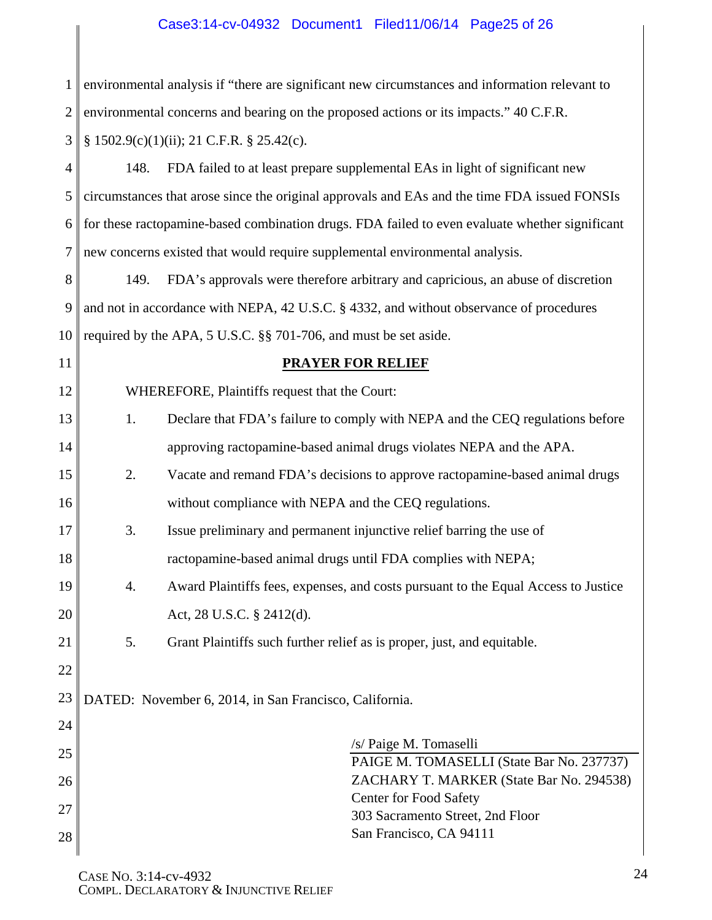environmental analysis if "there are significant new circumstances and information relevant to environmental concerns and bearing on the proposed actions or its impacts." 40 C.F.R. § 1502.9(c)(1)(ii); 21 C.F.R. § 25.42(c).

148. FDA failed to at least prepare supplemental EAs in light of significant new circumstances that arose since the original approvals and EAs and the time FDA issued FONSIs for these ractopamine-based combination drugs. FDA failed to even evaluate whether significant new concerns existed that would require supplemental environmental analysis.

149. FDA's approvals were therefore arbitrary and capricious, an abuse of discretion and not in accordance with NEPA, 42 U.S.C. § 4332, and without observance of procedures required by the APA, 5 U.S.C. §§ 701-706, and must be set aside.

## PRAYER FOR RELIEF

WHEREFORE, Plaintiffs request that the Court:

1. Declare that FDA's failure to comply with NEPA and the CEQ regulations before approving ractopamine-based animal drugs violates NEPA and the APA.
2. Vacate and remand FDA's decisions to approve ractopamine-based animal drugs without compliance with NEPA and the CEQ regulations.
3. Issue preliminary and permanent injunctive relief barring the use of ractopamine-based animal drugs until FDA complies with NEPA;
4. Award Plaintiffs fees, expenses, and costs pursuant to the Equal Access to Justice Act, 28 U.S.C. § 2412(d).
5. Grant Plaintiffs such further relief as is proper, just, and equitable.

DATED: November 6, 2014, in San Francisco, California.

/s/ Paige M. Tomaselli
PAIGE M. TOMASELLI (State Bar No. 237737)
ZACHARY T. MARKER (State Bar No. 294538)
Center for Food Safety
303 Sacramento Street, 2nd Floor
San Francisco, CA 94111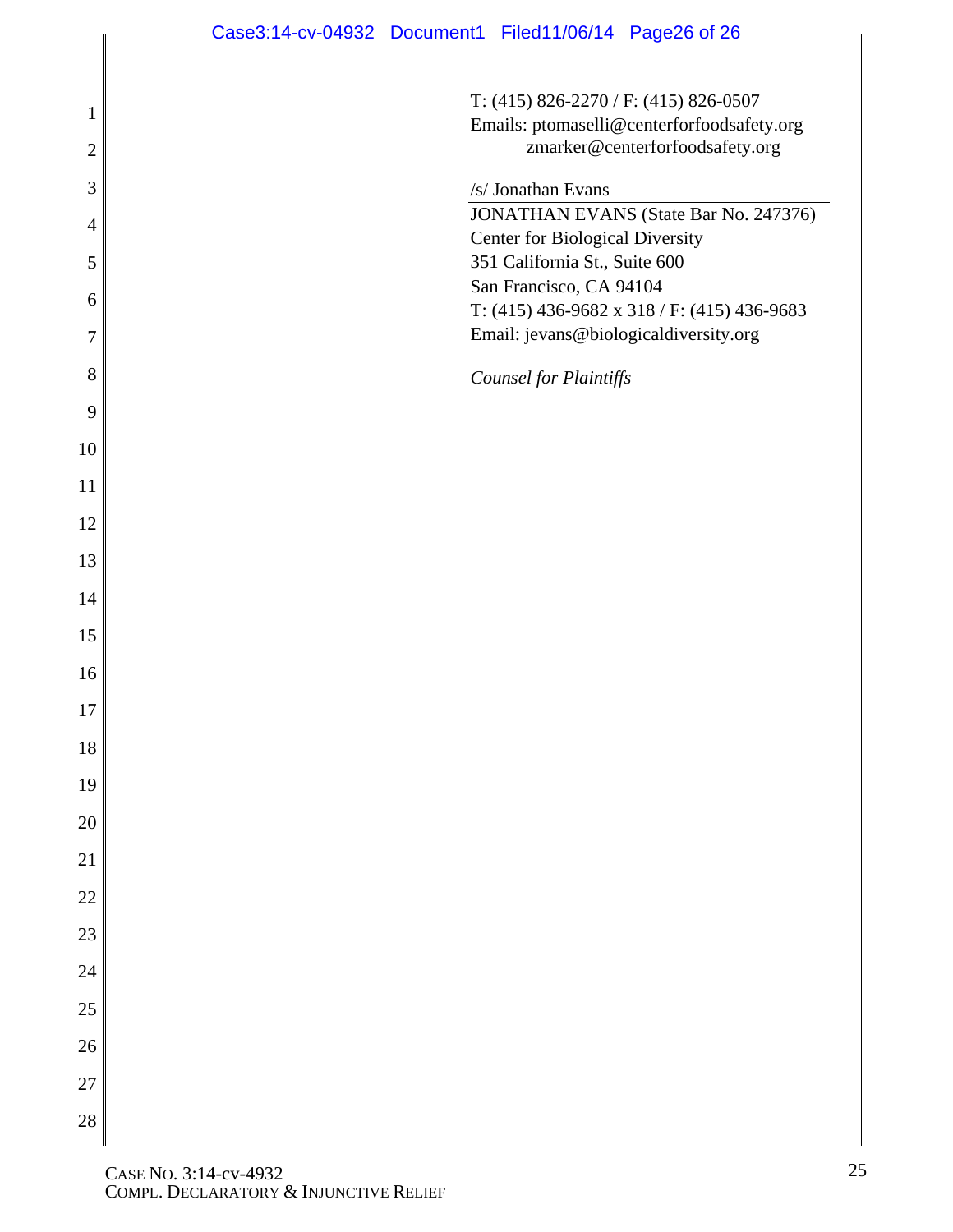T: (415) 826-2270 / F: (415) 826-0507
Emails: ptomaselli@centerforfoodsafety.org
zmarker@centerforfoodsafety.org

/s/ Jonathan Evans

JONATHAN EVANS (State Bar No. 247376)
Center for Biological Diversity
351 California St., Suite 600
San Francisco, CA 94104
T: (415) 436-9682 x 318 / F: (415) 436-9683
Email: jevans@biologicaldiversity.org

*Counsel for Plaintiffs*